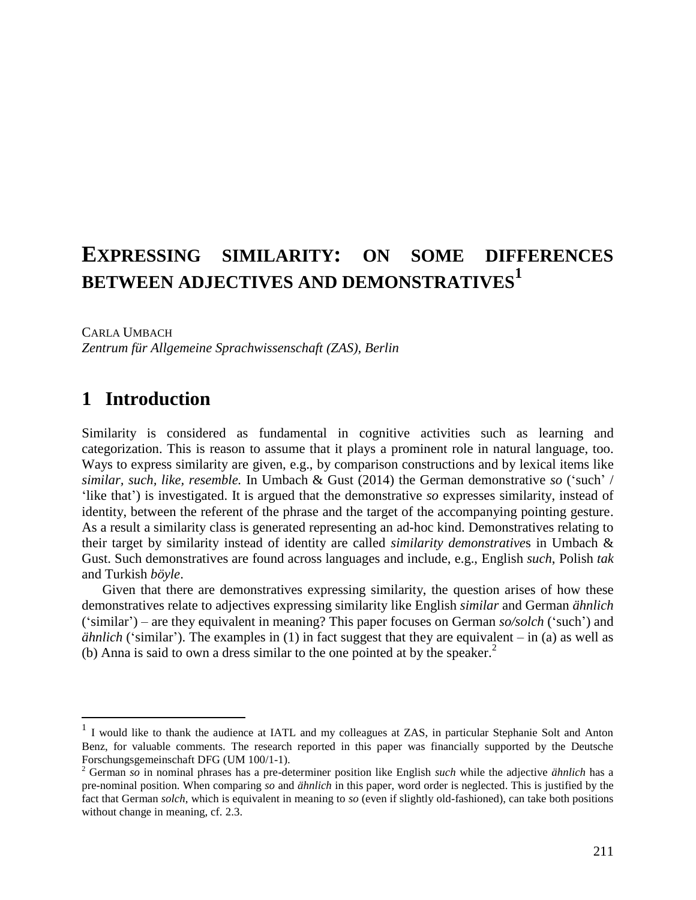# EXPRESSING SIMILARITY: ON SOME DIFFERENCES BETWEEN ADJECTIVES AND DEMONSTRATIVES[1]

CARLA UMBACH
*Zentrum für Allgemeine Sprachwissenschaft (ZAS), Berlin*

## 1 Introduction

Similarity is considered as fundamental in cognitive activities such as learning and categorization. This is reason to assume that it plays a prominent role in natural language, too. Ways to express similarity are given, e.g., by comparison constructions and by lexical items like *similar, such, like, resemble.* In Umbach & Gust (2014) the German demonstrative *so* ('such' / 'like that') is investigated. It is argued that the demonstrative *so* expresses similarity, instead of identity, between the referent of the phrase and the target of the accompanying pointing gesture. As a result a similarity class is generated representing an ad-hoc kind. Demonstratives relating to their target by similarity instead of identity are called *similarity demonstrative*s in Umbach & Gust. Such demonstratives are found across languages and include, e.g., English *such*, Polish *tak* and Turkish *böyle*.

Given that there are demonstratives expressing similarity, the question arises of how these demonstratives relate to adjectives expressing similarity like English *similar* and German *ähnlich* ('similar') – are they equivalent in meaning? This paper focuses on German *so/solch* ('such') and *ähnlich* ('similar'). The examples in (1) in fact suggest that they are equivalent – in (a) as well as (b) Anna is said to own a dress similar to the one pointed at by the speaker.[2]

---

[1] I would like to thank the audience at IATL and my colleagues at ZAS, in particular Stephanie Solt and Anton Benz, for valuable comments. The research reported in this paper was financially supported by the Deutsche Forschungsgemeinschaft DFG (UM 100/1-1).

[2] German *so* in nominal phrases has a pre-determiner position like English *such* while the adjective *ähnlich* has a pre-nominal position. When comparing *so* and *ähnlich* in this paper, word order is neglected. This is justified by the fact that German *solch*, which is equivalent in meaning to *so* (even if slightly old-fashioned), can take both positions without change in meaning, cf. 2.3.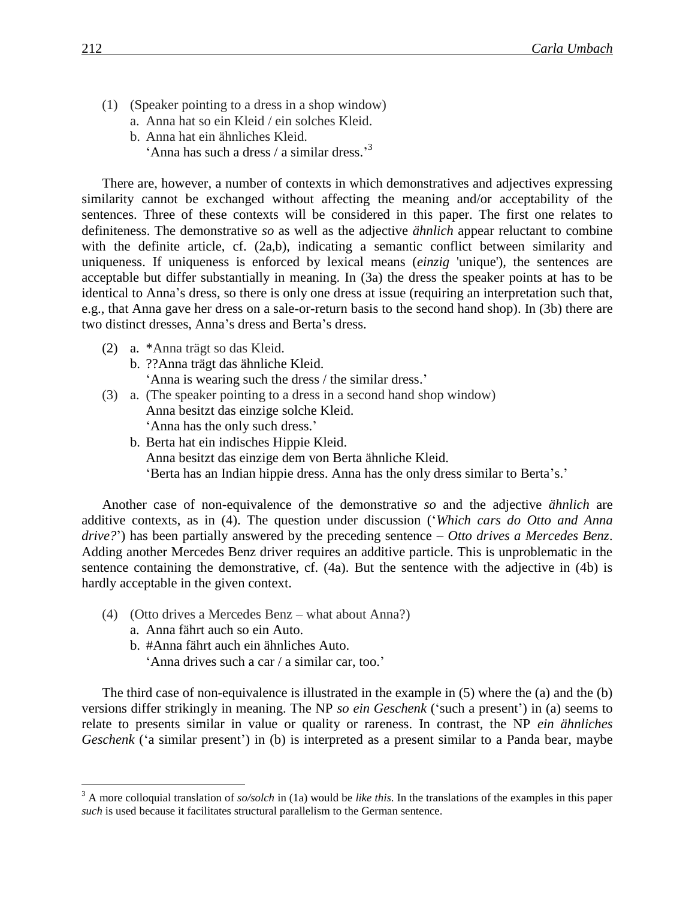(1) (Speaker pointing to a dress in a shop window)
  a. Anna hat so ein Kleid / ein solches Kleid.
  b. Anna hat ein ähnliches Kleid.
   'Anna has such a dress / a similar dress.'[3]

There are, however, a number of contexts in which demonstratives and adjectives expressing similarity cannot be exchanged without affecting the meaning and/or acceptability of the sentences. Three of these contexts will be considered in this paper. The first one relates to definiteness. The demonstrative *so* as well as the adjective *ähnlich* appear reluctant to combine with the definite article, cf. (2a,b), indicating a semantic conflict between similarity and uniqueness. If uniqueness is enforced by lexical means (*einzig* 'unique'), the sentences are acceptable but differ substantially in meaning. In (3a) the dress the speaker points at has to be identical to Anna's dress, so there is only one dress at issue (requiring an interpretation such that, e.g., that Anna gave her dress on a sale-or-return basis to the second hand shop). In (3b) there are two distinct dresses, Anna's dress and Berta's dress.

(2) a. *Anna trägt so das Kleid.
  b. ??Anna trägt das ähnliche Kleid.
   'Anna is wearing such the dress / the similar dress.'

(3) a. (The speaker pointing to a dress in a second hand shop window)
   Anna besitzt das einzige solche Kleid.
   'Anna has the only such dress.'
  b. Berta hat ein indisches Hippie Kleid.
   Anna besitzt das einzige dem von Berta ähnliche Kleid.
   'Berta has an Indian hippie dress. Anna has the only dress similar to Berta's.'

Another case of non-equivalence of the demonstrative *so* and the adjective *ähnlich* are additive contexts, as in (4). The question under discussion ('*Which cars do Otto and Anna drive?*') has been partially answered by the preceding sentence – *Otto drives a Mercedes Benz*. Adding another Mercedes Benz driver requires an additive particle. This is unproblematic in the sentence containing the demonstrative, cf. (4a). But the sentence with the adjective in (4b) is hardly acceptable in the given context.

(4) (Otto drives a Mercedes Benz – what about Anna?)
  a. Anna fährt auch so ein Auto.
  b. #Anna fährt auch ein ähnliches Auto.
   'Anna drives such a car / a similar car, too.'

The third case of non-equivalence is illustrated in the example in (5) where the (a) and the (b) versions differ strikingly in meaning. The NP *so ein Geschenk* ('such a present') in (a) seems to relate to presents similar in value or quality or rareness. In contrast, the NP *ein ähnliches Geschenk* ('a similar present') in (b) is interpreted as a present similar to a Panda bear, maybe

---

[3] A more colloquial translation of *so/solch* in (1a) would be *like this*. In the translations of the examples in this paper *such* is used because it facilitates structural parallelism to the German sentence.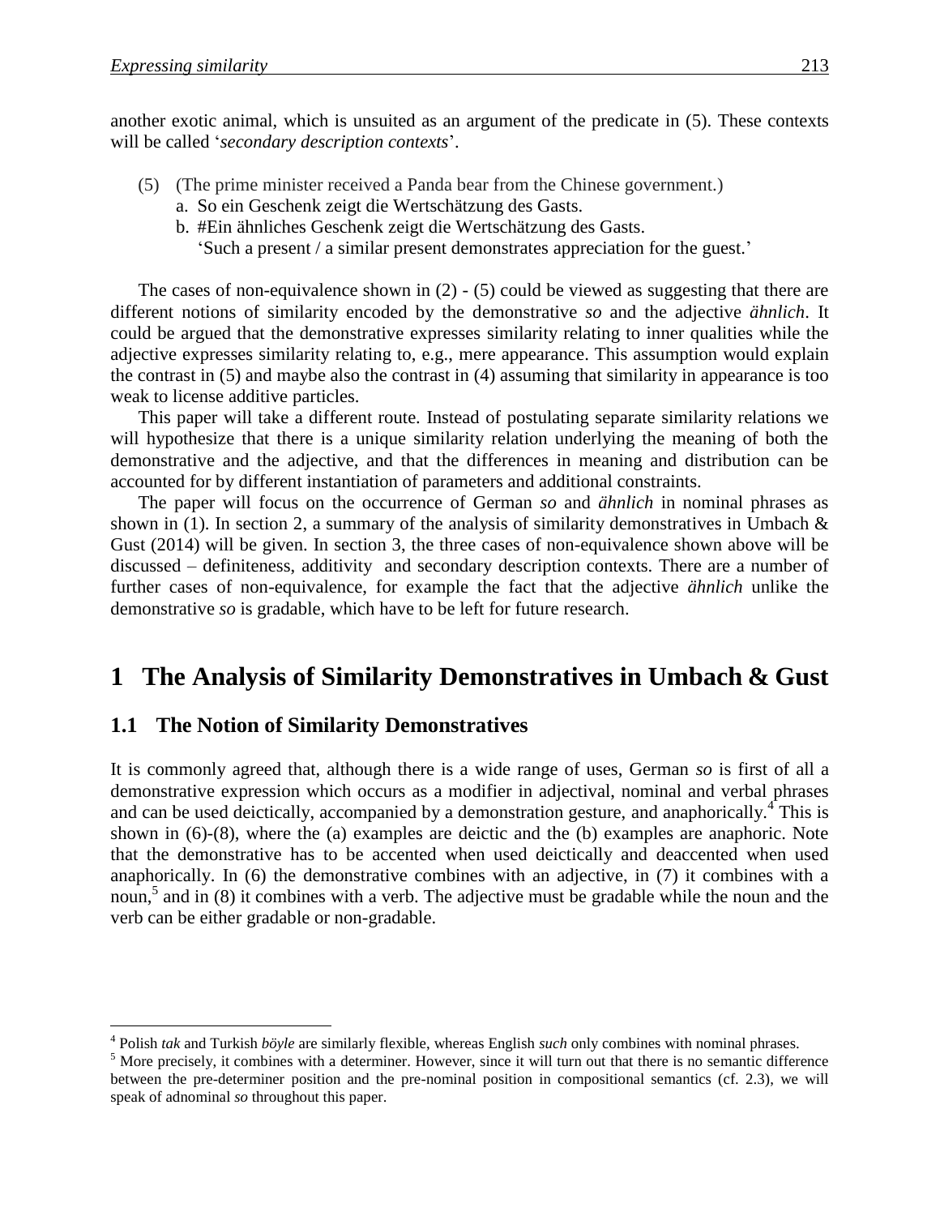another exotic animal, which is unsuited as an argument of the predicate in (5). These contexts will be called '*secondary description contexts*'.

(5) (The prime minister received a Panda bear from the Chinese government.)
  a. So ein Geschenk zeigt die Wertschätzung des Gasts.
  b. #Ein ähnliches Geschenk zeigt die Wertschätzung des Gasts.
   'Such a present / a similar present demonstrates appreciation for the guest.'

The cases of non-equivalence shown in (2) - (5) could be viewed as suggesting that there are different notions of similarity encoded by the demonstrative *so* and the adjective *ähnlich*. It could be argued that the demonstrative expresses similarity relating to inner qualities while the adjective expresses similarity relating to, e.g., mere appearance. This assumption would explain the contrast in (5) and maybe also the contrast in (4) assuming that similarity in appearance is too weak to license additive particles.

This paper will take a different route. Instead of postulating separate similarity relations we will hypothesize that there is a unique similarity relation underlying the meaning of both the demonstrative and the adjective, and that the differences in meaning and distribution can be accounted for by different instantiation of parameters and additional constraints.

The paper will focus on the occurrence of German *so* and *ähnlich* in nominal phrases as shown in (1). In section 2, a summary of the analysis of similarity demonstratives in Umbach & Gust (2014) will be given. In section 3, the three cases of non-equivalence shown above will be discussed – definiteness, additivity and secondary description contexts. There are a number of further cases of non-equivalence, for example the fact that the adjective *ähnlich* unlike the demonstrative *so* is gradable, which have to be left for future research.

# 1 The Analysis of Similarity Demonstratives in Umbach & Gust

## 1.1 The Notion of Similarity Demonstratives

It is commonly agreed that, although there is a wide range of uses, German *so* is first of all a demonstrative expression which occurs as a modifier in adjectival, nominal and verbal phrases and can be used deictically, accompanied by a demonstration gesture, and anaphorically.[4] This is shown in (6)-(8), where the (a) examples are deictic and the (b) examples are anaphoric. Note that the demonstrative has to be accented when used deictically and deaccented when used anaphorically. In (6) the demonstrative combines with an adjective, in (7) it combines with a noun,[5] and in (8) it combines with a verb. The adjective must be gradable while the noun and the verb can be either gradable or non-gradable.

---

[4] Polish *tak* and Turkish *böyle* are similarly flexible, whereas English *such* only combines with nominal phrases.

[5] More precisely, it combines with a determiner. However, since it will turn out that there is no semantic difference between the pre-determiner position and the pre-nominal position in compositional semantics (cf. 2.3), we will speak of adnominal *so* throughout this paper.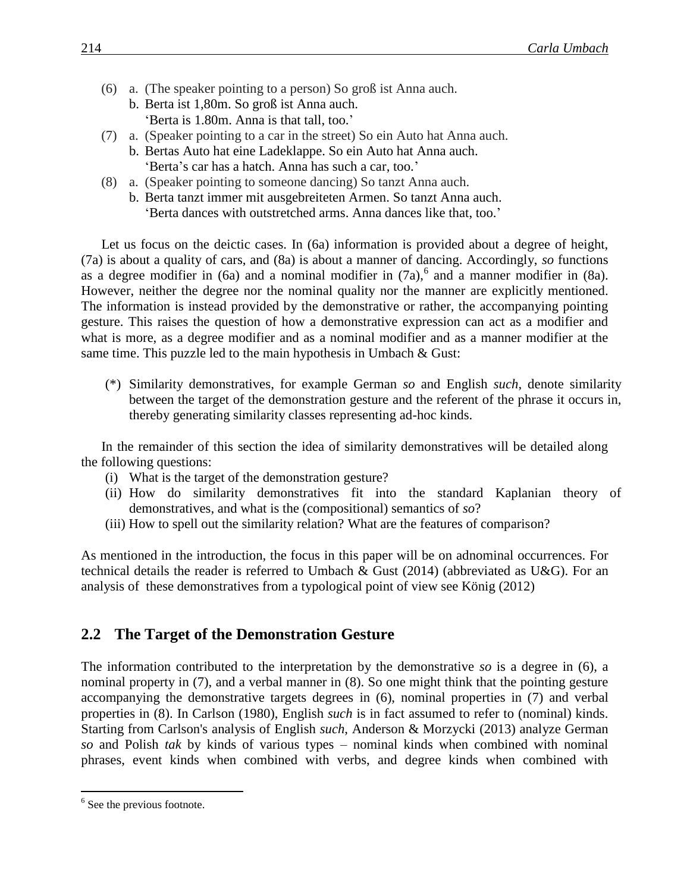(6) a. (The speaker pointing to a person) So groß ist Anna auch.
    b. Berta ist 1,80m. So groß ist Anna auch.
       'Berta is 1.80m. Anna is that tall, too.'

(7) a. (Speaker pointing to a car in the street) So ein Auto hat Anna auch.
    b. Bertas Auto hat eine Ladeklappe. So ein Auto hat Anna auch.
       'Berta's car has a hatch. Anna has such a car, too.'

(8) a. (Speaker pointing to someone dancing) So tanzt Anna auch.
    b. Berta tanzt immer mit ausgebreiteten Armen. So tanzt Anna auch.
       'Berta dances with outstretched arms. Anna dances like that, too.'

Let us focus on the deictic cases. In (6a) information is provided about a degree of height, (7a) is about a quality of cars, and (8a) is about a manner of dancing. Accordingly, *so* functions as a degree modifier in (6a) and a nominal modifier in (7a),[6] and a manner modifier in (8a). However, neither the degree nor the nominal quality nor the manner are explicitly mentioned. The information is instead provided by the demonstrative or rather, the accompanying pointing gesture. This raises the question of how a demonstrative expression can act as a modifier and what is more, as a degree modifier and as a nominal modifier and as a manner modifier at the same time. This puzzle led to the main hypothesis in Umbach & Gust:

(*) Similarity demonstratives, for example German *so* and English *such*, denote similarity between the target of the demonstration gesture and the referent of the phrase it occurs in, thereby generating similarity classes representing ad-hoc kinds.

In the remainder of this section the idea of similarity demonstratives will be detailed along the following questions:

(i) What is the target of the demonstration gesture?
(ii) How do similarity demonstratives fit into the standard Kaplanian theory of demonstratives, and what is the (compositional) semantics of *so*?
(iii) How to spell out the similarity relation? What are the features of comparison?

As mentioned in the introduction, the focus in this paper will be on adnominal occurrences. For technical details the reader is referred to Umbach & Gust (2014) (abbreviated as U&G). For an analysis of these demonstratives from a typological point of view see König (2012)

## 2.2 The Target of the Demonstration Gesture

The information contributed to the interpretation by the demonstrative *so* is a degree in (6), a nominal property in (7), and a verbal manner in (8). So one might think that the pointing gesture accompanying the demonstrative targets degrees in (6), nominal properties in (7) and verbal properties in (8). In Carlson (1980), English *such* is in fact assumed to refer to (nominal) kinds. Starting from Carlson's analysis of English *such*, Anderson & Morzycki (2013) analyze German *so* and Polish *tak* by kinds of various types – nominal kinds when combined with nominal phrases, event kinds when combined with verbs, and degree kinds when combined with

[6] See the previous footnote.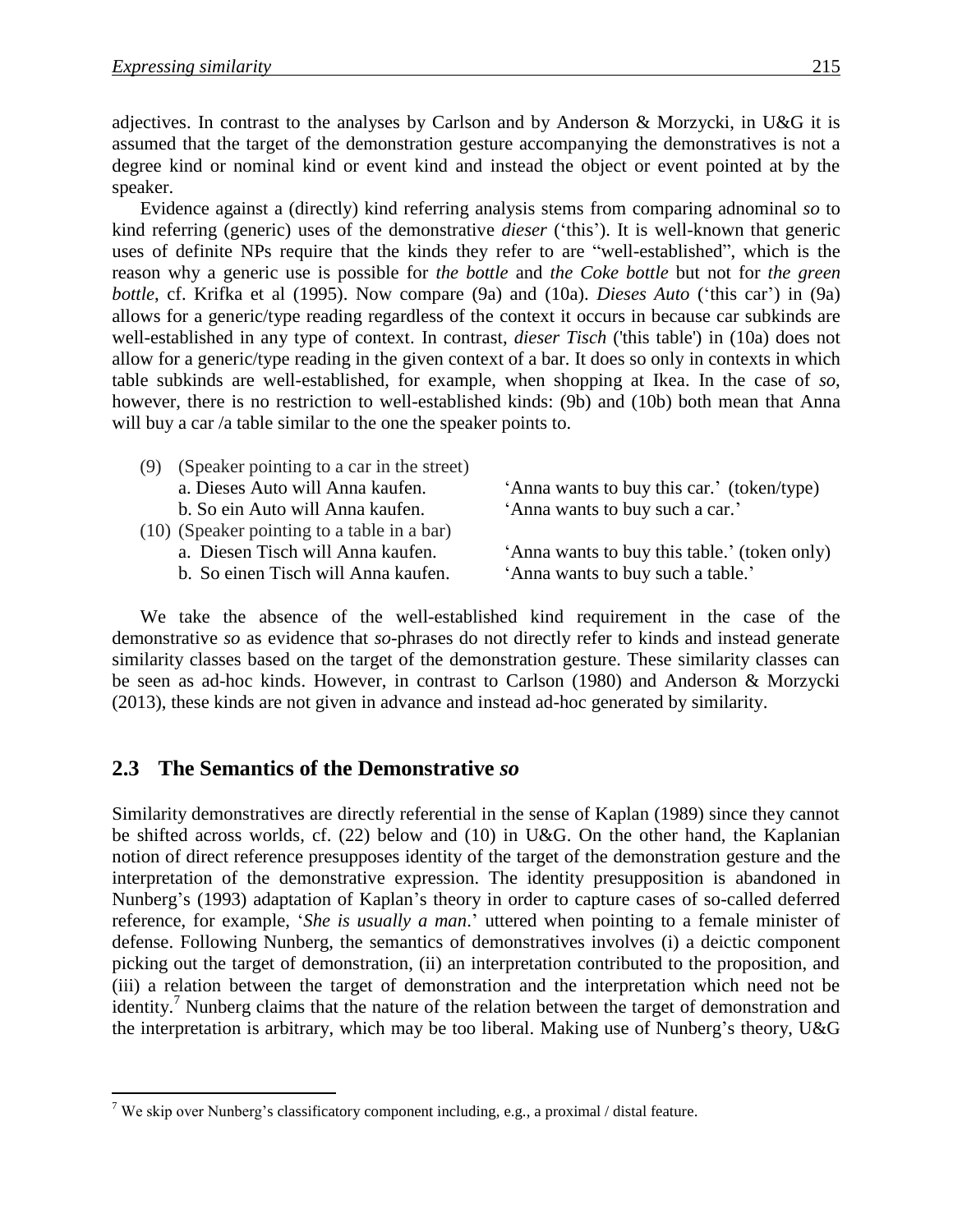adjectives. In contrast to the analyses by Carlson and by Anderson & Morzycki, in U&G it is assumed that the target of the demonstration gesture accompanying the demonstratives is not a degree kind or nominal kind or event kind and instead the object or event pointed at by the speaker.

Evidence against a (directly) kind referring analysis stems from comparing adnominal *so* to kind referring (generic) uses of the demonstrative *dieser* ('this'). It is well-known that generic uses of definite NPs require that the kinds they refer to are "well-established", which is the reason why a generic use is possible for *the bottle* and *the Coke bottle* but not for *the green bottle*, cf. Krifka et al (1995). Now compare (9a) and (10a). *Dieses Auto* ('this car') in (9a) allows for a generic/type reading regardless of the context it occurs in because car subkinds are well-established in any type of context. In contrast, *dieser Tisch* ('this table') in (10a) does not allow for a generic/type reading in the given context of a bar. It does so only in contexts in which table subkinds are well-established, for example, when shopping at Ikea. In the case of *so*, however, there is no restriction to well-established kinds: (9b) and (10b) both mean that Anna will buy a car /a table similar to the one the speaker points to.

(9) (Speaker pointing to a car in the street)
  a. Dieses Auto will Anna kaufen. — 'Anna wants to buy this car.' (token/type)
  b. So ein Auto will Anna kaufen. — 'Anna wants to buy such a car.'

(10) (Speaker pointing to a table in a bar)
  a. Diesen Tisch will Anna kaufen. — 'Anna wants to buy this table.' (token only)
  b. So einen Tisch will Anna kaufen. — 'Anna wants to buy such a table.'

We take the absence of the well-established kind requirement in the case of the demonstrative *so* as evidence that *so*-phrases do not directly refer to kinds and instead generate similarity classes based on the target of the demonstration gesture. These similarity classes can be seen as ad-hoc kinds. However, in contrast to Carlson (1980) and Anderson & Morzycki (2013), these kinds are not given in advance and instead ad-hoc generated by similarity.

## 2.3 The Semantics of the Demonstrative *so*

Similarity demonstratives are directly referential in the sense of Kaplan (1989) since they cannot be shifted across worlds, cf. (22) below and (10) in U&G. On the other hand, the Kaplanian notion of direct reference presupposes identity of the target of the demonstration gesture and the interpretation of the demonstrative expression. The identity presupposition is abandoned in Nunberg's (1993) adaptation of Kaplan's theory in order to capture cases of so-called deferred reference, for example, '*She is usually a man*.' uttered when pointing to a female minister of defense. Following Nunberg, the semantics of demonstratives involves (i) a deictic component picking out the target of demonstration, (ii) an interpretation contributed to the proposition, and (iii) a relation between the target of demonstration and the interpretation which need not be identity.[7] Nunberg claims that the nature of the relation between the target of demonstration and the interpretation is arbitrary, which may be too liberal. Making use of Nunberg's theory, U&G

[7] We skip over Nunberg's classificatory component including, e.g., a proximal / distal feature.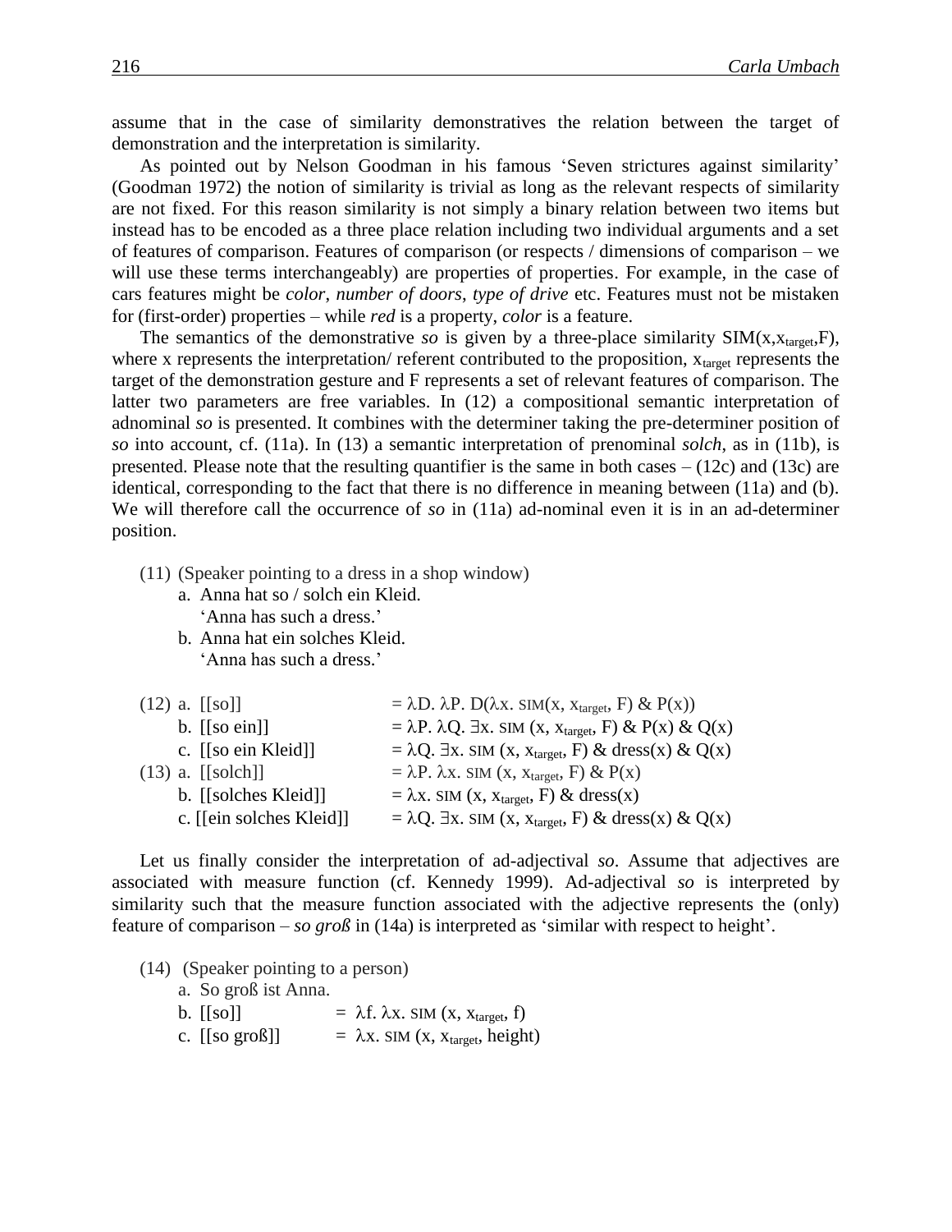assume that in the case of similarity demonstratives the relation between the target of demonstration and the interpretation is similarity.

As pointed out by Nelson Goodman in his famous 'Seven strictures against similarity' (Goodman 1972) the notion of similarity is trivial as long as the relevant respects of similarity are not fixed. For this reason similarity is not simply a binary relation between two items but instead has to be encoded as a three place relation including two individual arguments and a set of features of comparison. Features of comparison (or respects / dimensions of comparison – we will use these terms interchangeably) are properties of properties. For example, in the case of cars features might be *color*, *number of doors*, *type of drive* etc. Features must not be mistaken for (first-order) properties – while *red* is a property, *color* is a feature.

The semantics of the demonstrative *so* is given by a three-place similarity $\text{SIM}(x, x_{target}, F)$, where x represents the interpretation/ referent contributed to the proposition, $x_{target}$ represents the target of the demonstration gesture and F represents a set of relevant features of comparison. The latter two parameters are free variables. In (12) a compositional semantic interpretation of adnominal *so* is presented. It combines with the determiner taking the pre-determiner position of *so* into account, cf. (11a). In (13) a semantic interpretation of prenominal *solch*, as in (11b), is presented. Please note that the resulting quantifier is the same in both cases – (12c) and (13c) are identical, corresponding to the fact that there is no difference in meaning between (11a) and (b). We will therefore call the occurrence of *so* in (11a) ad-nominal even it is in an ad-determiner position.

(11) (Speaker pointing to a dress in a shop window)
   a. Anna hat so / solch ein Kleid.
      'Anna has such a dress.'
   b. Anna hat ein solches Kleid.
      'Anna has such a dress.'

(12) a. [[so]] $= \lambda D.\ \lambda P.\ D(\lambda x.\ \text{SIM}(x, x_{target}, F)\ \&\ P(x))$
   b. [[so ein]] $= \lambda P.\ \lambda Q.\ \exists x.\ \text{SIM}(x, x_{target}, F)\ \&\ P(x)\ \&\ Q(x)$
   c. [[so ein Kleid]] $= \lambda Q.\ \exists x.\ \text{SIM}(x, x_{target}, F)\ \&\ \text{dress}(x)\ \&\ Q(x)$

(13) a. [[solch]] $= \lambda P.\ \lambda x.\ \text{SIM}(x, x_{target}, F)\ \&\ P(x)$
   b. [[solches Kleid]] $= \lambda x.\ \text{SIM}(x, x_{target}, F)\ \&\ \text{dress}(x)$
   c. [[ein solches Kleid]] $= \lambda Q.\ \exists x.\ \text{SIM}(x, x_{target}, F)\ \&\ \text{dress}(x)\ \&\ Q(x)$

Let us finally consider the interpretation of ad-adjectival *so*. Assume that adjectives are associated with measure function (cf. Kennedy 1999). Ad-adjectival *so* is interpreted by similarity such that the measure function associated with the adjective represents the (only) feature of comparison – *so groß* in (14a) is interpreted as 'similar with respect to height'.

(14) (Speaker pointing to a person)
   a. So groß ist Anna.
   b. [[so]] $= \lambda f.\ \lambda x.\ \text{SIM}(x, x_{target}, f)$
   c. [[so groß]] $= \lambda x.\ \text{SIM}(x, x_{target}, \text{height})$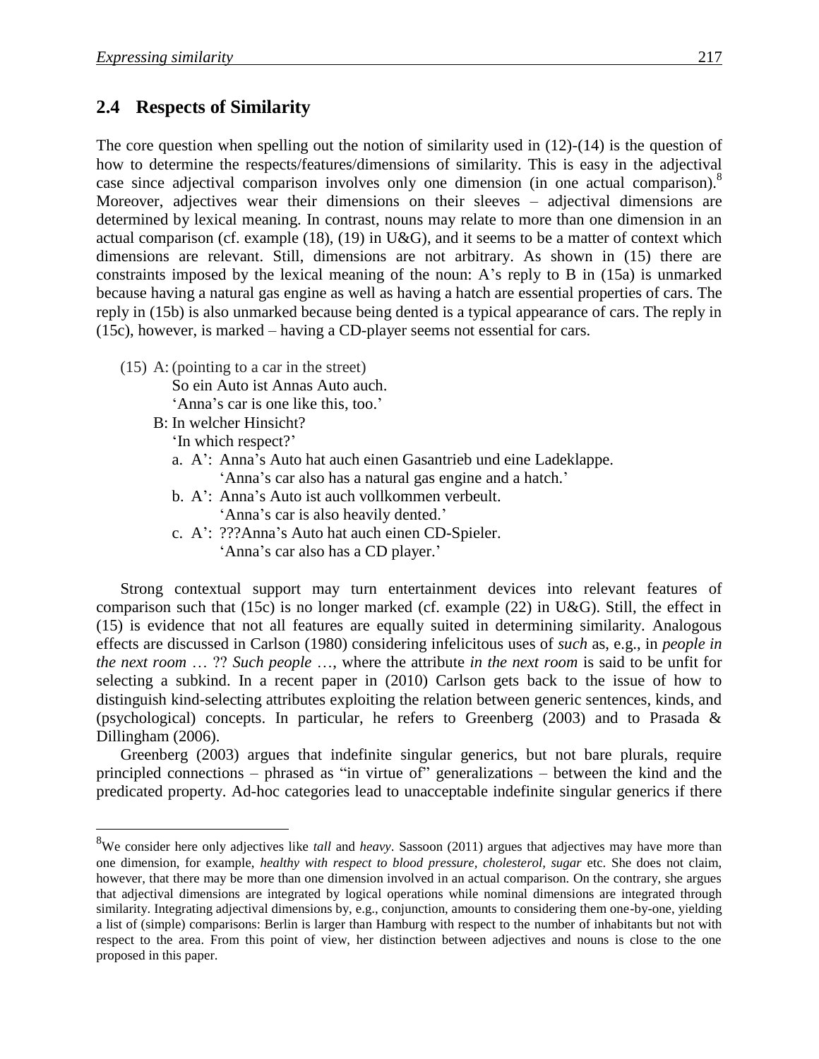## 2.4 Respects of Similarity

The core question when spelling out the notion of similarity used in (12)-(14) is the question of how to determine the respects/features/dimensions of similarity. This is easy in the adjectival case since adjectival comparison involves only one dimension (in one actual comparison).[8] Moreover, adjectives wear their dimensions on their sleeves – adjectival dimensions are determined by lexical meaning. In contrast, nouns may relate to more than one dimension in an actual comparison (cf. example (18), (19) in U&G), and it seems to be a matter of context which dimensions are relevant. Still, dimensions are not arbitrary. As shown in (15) there are constraints imposed by the lexical meaning of the noun: A's reply to B in (15a) is unmarked because having a natural gas engine as well as having a hatch are essential properties of cars. The reply in (15b) is also unmarked because being dented is a typical appearance of cars. The reply in (15c), however, is marked – having a CD-player seems not essential for cars.

(15) A: (pointing to a car in the street)
  So ein Auto ist Annas Auto auch.
  'Anna's car is one like this, too.'
 B: In welcher Hinsicht?
  'In which respect?'
  a. A': Anna's Auto hat auch einen Gasantrieb und eine Ladeklappe.
   'Anna's car also has a natural gas engine and a hatch.'
  b. A': Anna's Auto ist auch vollkommen verbeult.
   'Anna's car is also heavily dented.'
  c. A': ???Anna's Auto hat auch einen CD-Spieler.
   'Anna's car also has a CD player.'

Strong contextual support may turn entertainment devices into relevant features of comparison such that (15c) is no longer marked (cf. example (22) in U&G). Still, the effect in (15) is evidence that not all features are equally suited in determining similarity. Analogous effects are discussed in Carlson (1980) considering infelicitous uses of *such* as, e.g., in *people in the next room* … ?? *Such people* …, where the attribute *in the next room* is said to be unfit for selecting a subkind. In a recent paper in (2010) Carlson gets back to the issue of how to distinguish kind-selecting attributes exploiting the relation between generic sentences, kinds, and (psychological) concepts. In particular, he refers to Greenberg (2003) and to Prasada & Dillingham (2006).

Greenberg (2003) argues that indefinite singular generics, but not bare plurals, require principled connections – phrased as "in virtue of" generalizations – between the kind and the predicated property. Ad-hoc categories lead to unacceptable indefinite singular generics if there

[8] We consider here only adjectives like *tall* and *heavy*. Sassoon (2011) argues that adjectives may have more than one dimension, for example, *healthy with respect to blood pressure, cholesterol, sugar* etc. She does not claim, however, that there may be more than one dimension involved in an actual comparison. On the contrary, she argues that adjectival dimensions are integrated by logical operations while nominal dimensions are integrated through similarity. Integrating adjectival dimensions by, e.g., conjunction, amounts to considering them one-by-one, yielding a list of (simple) comparisons: Berlin is larger than Hamburg with respect to the number of inhabitants but not with respect to the area. From this point of view, her distinction between adjectives and nouns is close to the one proposed in this paper.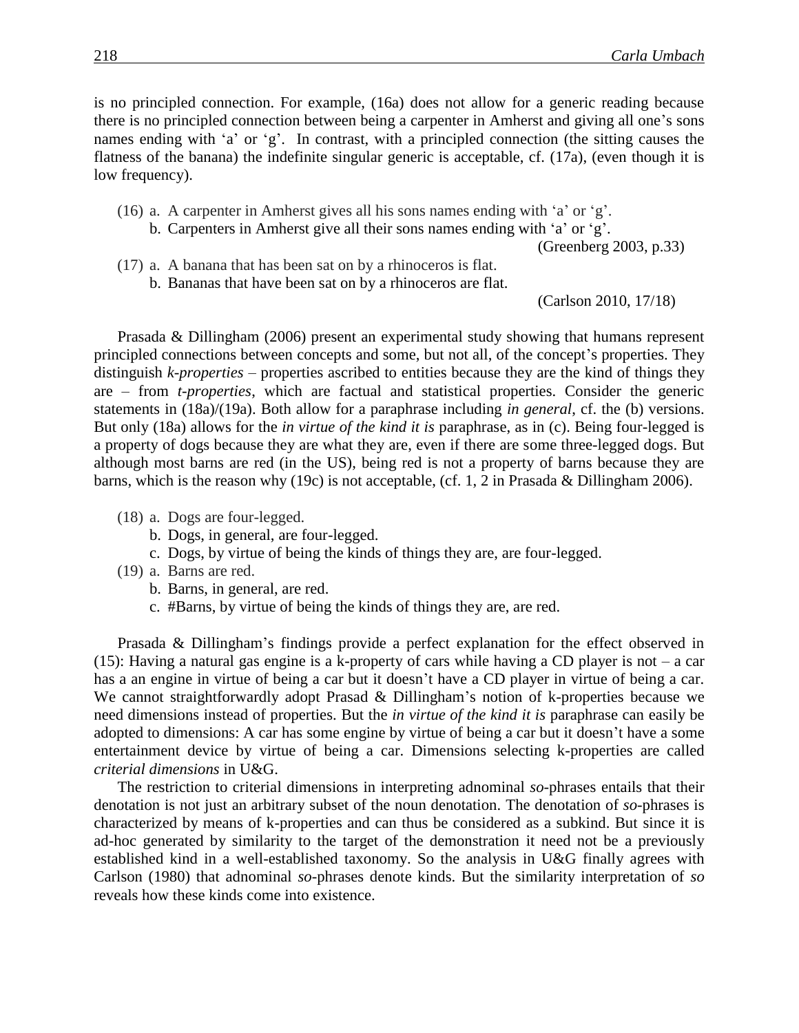is no principled connection. For example, (16a) does not allow for a generic reading because there is no principled connection between being a carpenter in Amherst and giving all one's sons names ending with 'a' or 'g'. In contrast, with a principled connection (the sitting causes the flatness of the banana) the indefinite singular generic is acceptable, cf. (17a), (even though it is low frequency).

(16) a. A carpenter in Amherst gives all his sons names ending with 'a' or 'g'.
     b. Carpenters in Amherst give all their sons names ending with 'a' or 'g'.
     (Greenberg 2003, p.33)

(17) a. A banana that has been sat on by a rhinoceros is flat.
     b. Bananas that have been sat on by a rhinoceros are flat.
     (Carlson 2010, 17/18)

Prasada & Dillingham (2006) present an experimental study showing that humans represent principled connections between concepts and some, but not all, of the concept's properties. They distinguish *k-properties* – properties ascribed to entities because they are the kind of things they are – from *t-properties*, which are factual and statistical properties. Consider the generic statements in (18a)/(19a). Both allow for a paraphrase including *in general*, cf. the (b) versions. But only (18a) allows for the *in virtue of the kind it is* paraphrase, as in (c). Being four-legged is a property of dogs because they are what they are, even if there are some three-legged dogs. But although most barns are red (in the US), being red is not a property of barns because they are barns, which is the reason why (19c) is not acceptable, (cf. 1, 2 in Prasada & Dillingham 2006).

(18) a. Dogs are four-legged.
     b. Dogs, in general, are four-legged.
     c. Dogs, by virtue of being the kinds of things they are, are four-legged.

(19) a. Barns are red.
     b. Barns, in general, are red.
     c. #Barns, by virtue of being the kinds of things they are, are red.

Prasada & Dillingham's findings provide a perfect explanation for the effect observed in (15): Having a natural gas engine is a k-property of cars while having a CD player is not – a car has a an engine in virtue of being a car but it doesn't have a CD player in virtue of being a car. We cannot straightforwardly adopt Prasad & Dillingham's notion of k-properties because we need dimensions instead of properties. But the *in virtue of the kind it is* paraphrase can easily be adopted to dimensions: A car has some engine by virtue of being a car but it doesn't have a some entertainment device by virtue of being a car. Dimensions selecting k-properties are called *criterial dimensions* in U&G.

The restriction to criterial dimensions in interpreting adnominal *so*-phrases entails that their denotation is not just an arbitrary subset of the noun denotation. The denotation of *so*-phrases is characterized by means of k-properties and can thus be considered as a subkind. But since it is ad-hoc generated by similarity to the target of the demonstration it need not be a previously established kind in a well-established taxonomy. So the analysis in U&G finally agrees with Carlson (1980) that adnominal *so*-phrases denote kinds. But the similarity interpretation of *so* reveals how these kinds come into existence.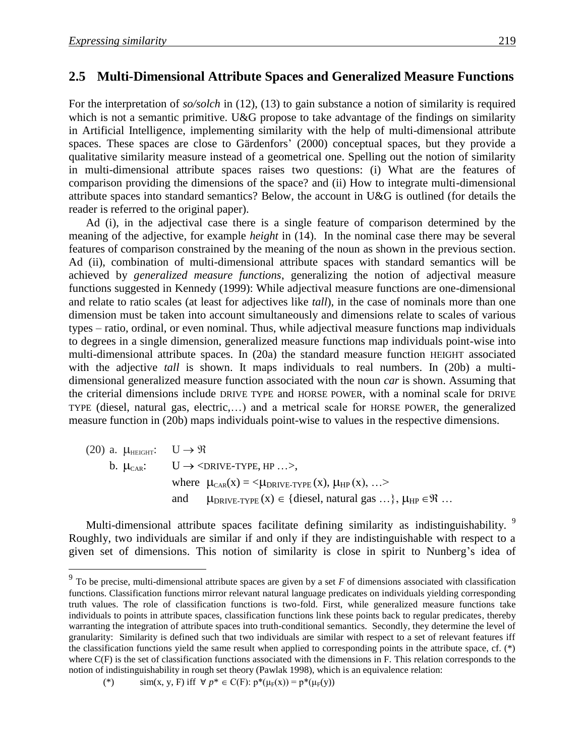## 2.5 Multi-Dimensional Attribute Spaces and Generalized Measure Functions

For the interpretation of *so/solch* in (12), (13) to gain substance a notion of similarity is required which is not a semantic primitive. U&G propose to take advantage of the findings on similarity in Artificial Intelligence, implementing similarity with the help of multi-dimensional attribute spaces. These spaces are close to Gärdenfors' (2000) conceptual spaces, but they provide a qualitative similarity measure instead of a geometrical one. Spelling out the notion of similarity in multi-dimensional attribute spaces raises two questions: (i) What are the features of comparison providing the dimensions of the space? and (ii) How to integrate multi-dimensional attribute spaces into standard semantics? Below, the account in U&G is outlined (for details the reader is referred to the original paper).

Ad (i), in the adjectival case there is a single feature of comparison determined by the meaning of the adjective, for example *height* in (14). In the nominal case there may be several features of comparison constrained by the meaning of the noun as shown in the previous section. Ad (ii), combination of multi-dimensional attribute spaces with standard semantics will be achieved by *generalized measure functions*, generalizing the notion of adjectival measure functions suggested in Kennedy (1999): While adjectival measure functions are one-dimensional and relate to ratio scales (at least for adjectives like *tall*), in the case of nominals more than one dimension must be taken into account simultaneously and dimensions relate to scales of various types – ratio, ordinal, or even nominal. Thus, while adjectival measure functions map individuals to degrees in a single dimension, generalized measure functions map individuals point-wise into multi-dimensional attribute spaces. In (20a) the standard measure function HEIGHT associated with the adjective *tall* is shown. It maps individuals to real numbers. In (20b) a multi-dimensional generalized measure function associated with the noun *car* is shown. Assuming that the criterial dimensions include DRIVE TYPE and HORSE POWER, with a nominal scale for DRIVE TYPE (diesel, natural gas, electric,…) and a metrical scale for HORSE POWER, the generalized measure function in (20b) maps individuals point-wise to values in the respective dimensions.

(20) a. $\mu_{\text{HEIGHT}}$: $U \rightarrow \Re$

b. $\mu_{\text{CAR}}$: $U \rightarrow$ <DRIVE-TYPE, HP …>,
where $\mu_{\text{CAR}}(x) = <\mu_{\text{DRIVE-TYPE}}(x), \mu_{\text{HP}}(x), \ldots>$
and $\mu_{\text{DRIVE-TYPE}}(x) \in \{\text{diesel, natural gas} \ldots\}$, $\mu_{\text{HP}} \in \Re$ …

Multi-dimensional attribute spaces facilitate defining similarity as indistinguishability.[9] Roughly, two individuals are similar if and only if they are indistinguishable with respect to a given set of dimensions. This notion of similarity is close in spirit to Nunberg's idea of

---

[9] To be precise, multi-dimensional attribute spaces are given by a set *F* of dimensions associated with classification functions. Classification functions mirror relevant natural language predicates on individuals yielding corresponding truth values. The role of classification functions is two-fold. First, while generalized measure functions take individuals to points in attribute spaces, classification functions link these points back to regular predicates, thereby warranting the integration of attribute spaces into truth-conditional semantics. Secondly, they determine the level of granularity: Similarity is defined such that two individuals are similar with respect to a set of relevant features iff the classification functions yield the same result when applied to corresponding points in the attribute space, cf. (*) where C(F) is the set of classification functions associated with the dimensions in F. This relation corresponds to the notion of indistinguishability in rough set theory (Pawlak 1998), which is an equivalence relation:

(*) $\text{sim}(x, y, F)$ iff $\forall\, p^* \in C(F)$: $p^*(\mu_F(x)) = p^*(\mu_F(y))$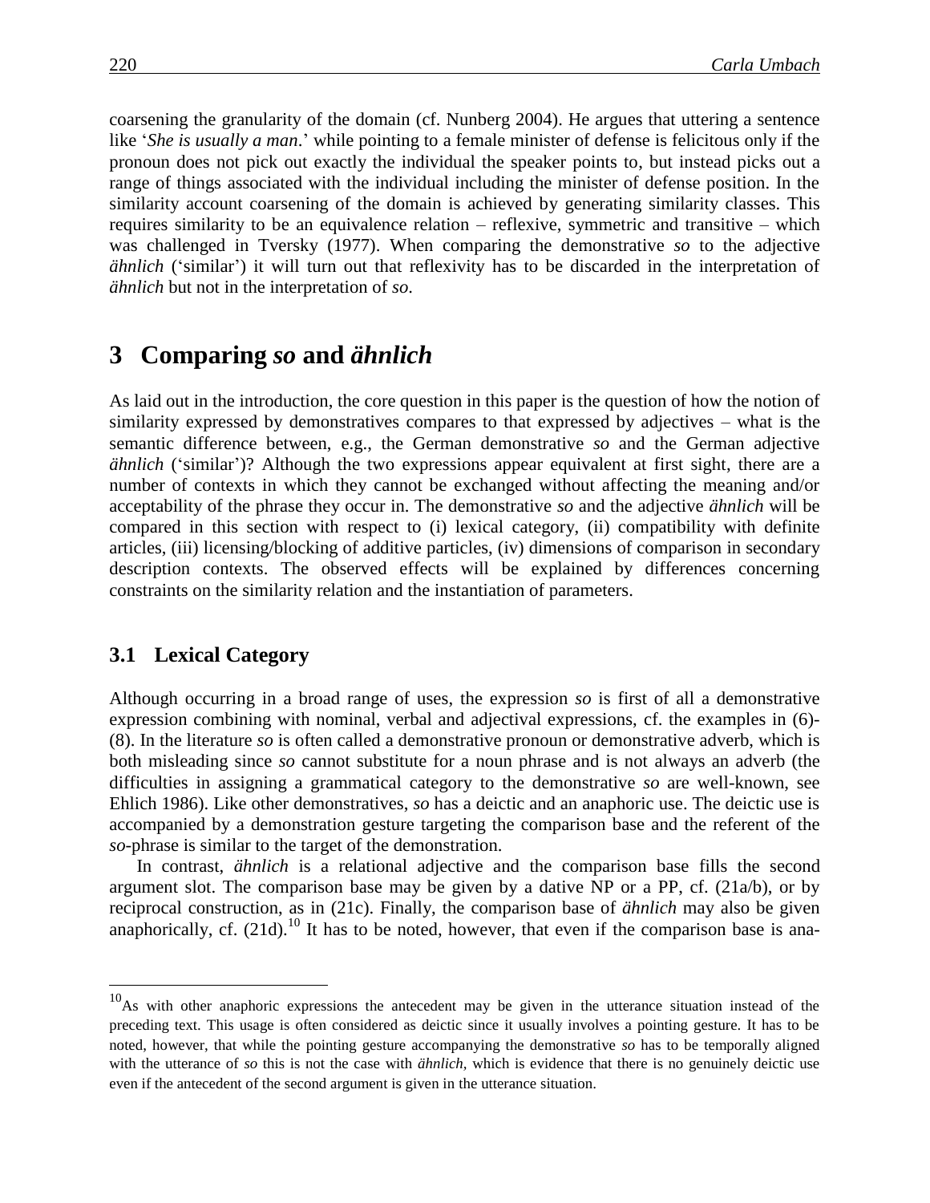coarsening the granularity of the domain (cf. Nunberg 2004). He argues that uttering a sentence like '*She is usually a man*.' while pointing to a female minister of defense is felicitous only if the pronoun does not pick out exactly the individual the speaker points to, but instead picks out a range of things associated with the individual including the minister of defense position. In the similarity account coarsening of the domain is achieved by generating similarity classes. This requires similarity to be an equivalence relation – reflexive, symmetric and transitive – which was challenged in Tversky (1977). When comparing the demonstrative *so* to the adjective *ähnlich* ('similar') it will turn out that reflexivity has to be discarded in the interpretation of *ähnlich* but not in the interpretation of *so*.

## 3 Comparing *so* and *ähnlich*

As laid out in the introduction, the core question in this paper is the question of how the notion of similarity expressed by demonstratives compares to that expressed by adjectives – what is the semantic difference between, e.g., the German demonstrative *so* and the German adjective *ähnlich* ('similar')? Although the two expressions appear equivalent at first sight, there are a number of contexts in which they cannot be exchanged without affecting the meaning and/or acceptability of the phrase they occur in. The demonstrative *so* and the adjective *ähnlich* will be compared in this section with respect to (i) lexical category, (ii) compatibility with definite articles, (iii) licensing/blocking of additive particles, (iv) dimensions of comparison in secondary description contexts. The observed effects will be explained by differences concerning constraints on the similarity relation and the instantiation of parameters.

### 3.1 Lexical Category

Although occurring in a broad range of uses, the expression *so* is first of all a demonstrative expression combining with nominal, verbal and adjectival expressions, cf. the examples in (6)-(8). In the literature *so* is often called a demonstrative pronoun or demonstrative adverb, which is both misleading since *so* cannot substitute for a noun phrase and is not always an adverb (the difficulties in assigning a grammatical category to the demonstrative *so* are well-known, see Ehlich 1986). Like other demonstratives, *so* has a deictic and an anaphoric use. The deictic use is accompanied by a demonstration gesture targeting the comparison base and the referent of the *so*-phrase is similar to the target of the demonstration.

In contrast, *ähnlich* is a relational adjective and the comparison base fills the second argument slot. The comparison base may be given by a dative NP or a PP, cf. (21a/b), or by reciprocal construction, as in (21c). Finally, the comparison base of *ähnlich* may also be given anaphorically, cf. (21d).[10] It has to be noted, however, that even if the comparison base is ana-

[10] As with other anaphoric expressions the antecedent may be given in the utterance situation instead of the preceding text. This usage is often considered as deictic since it usually involves a pointing gesture. It has to be noted, however, that while the pointing gesture accompanying the demonstrative *so* has to be temporally aligned with the utterance of *so* this is not the case with *ähnlich*, which is evidence that there is no genuinely deictic use even if the antecedent of the second argument is given in the utterance situation.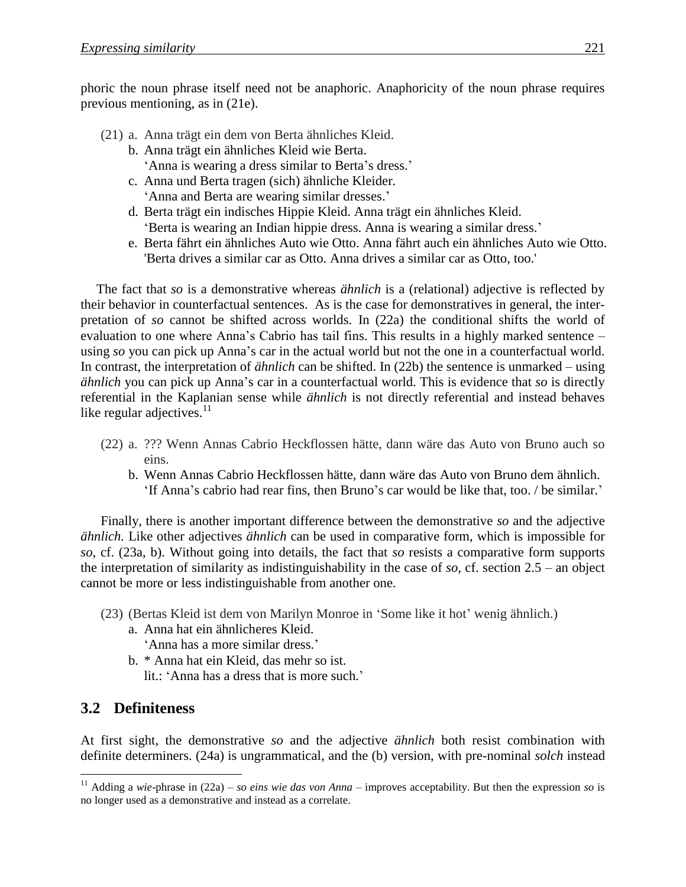phoric the noun phrase itself need not be anaphoric. Anaphoricity of the noun phrase requires previous mentioning, as in (21e).

(21) a. Anna trägt ein dem von Berta ähnliches Kleid.
  b. Anna trägt ein ähnliches Kleid wie Berta.
  'Anna is wearing a dress similar to Berta's dress.'
  c. Anna und Berta tragen (sich) ähnliche Kleider.
  'Anna and Berta are wearing similar dresses.'
  d. Berta trägt ein indisches Hippie Kleid. Anna trägt ein ähnliches Kleid.
  'Berta is wearing an Indian hippie dress. Anna is wearing a similar dress.'
  e. Berta fährt ein ähnliches Auto wie Otto. Anna fährt auch ein ähnliches Auto wie Otto.
  'Berta drives a similar car as Otto. Anna drives a similar car as Otto, too.'

The fact that *so* is a demonstrative whereas *ähnlich* is a (relational) adjective is reflected by their behavior in counterfactual sentences. As is the case for demonstratives in general, the interpretation of *so* cannot be shifted across worlds. In (22a) the conditional shifts the world of evaluation to one where Anna's Cabrio has tail fins. This results in a highly marked sentence – using *so* you can pick up Anna's car in the actual world but not the one in a counterfactual world. In contrast, the interpretation of *ähnlich* can be shifted. In (22b) the sentence is unmarked – using *ähnlich* you can pick up Anna's car in a counterfactual world. This is evidence that *so* is directly referential in the Kaplanian sense while *ähnlich* is not directly referential and instead behaves like regular adjectives.[11]

(22) a. ??? Wenn Annas Cabrio Heckflossen hätte, dann wäre das Auto von Bruno auch so eins.
  b. Wenn Annas Cabrio Heckflossen hätte, dann wäre das Auto von Bruno dem ähnlich.
  'If Anna's cabrio had rear fins, then Bruno's car would be like that, too. / be similar.'

Finally, there is another important difference between the demonstrative *so* and the adjective *ähnlich*. Like other adjectives *ähnlich* can be used in comparative form, which is impossible for *so*, cf. (23a, b). Without going into details, the fact that *so* resists a comparative form supports the interpretation of similarity as indistinguishability in the case of *so*, cf. section 2.5 – an object cannot be more or less indistinguishable from another one.

(23) (Bertas Kleid ist dem von Marilyn Monroe in 'Some like it hot' wenig ähnlich.)
  a. Anna hat ein ähnlicheres Kleid.
  'Anna has a more similar dress.'
  b. * Anna hat ein Kleid, das mehr so ist.
  lit.: 'Anna has a dress that is more such.'

## 3.2 Definiteness

At first sight, the demonstrative *so* and the adjective *ähnlich* both resist combination with definite determiners. (24a) is ungrammatical, and the (b) version, with pre-nominal *solch* instead

[11] Adding a *wie*-phrase in (22a) – *so eins wie das von Anna* – improves acceptability. But then the expression *so* is no longer used as a demonstrative and instead as a correlate.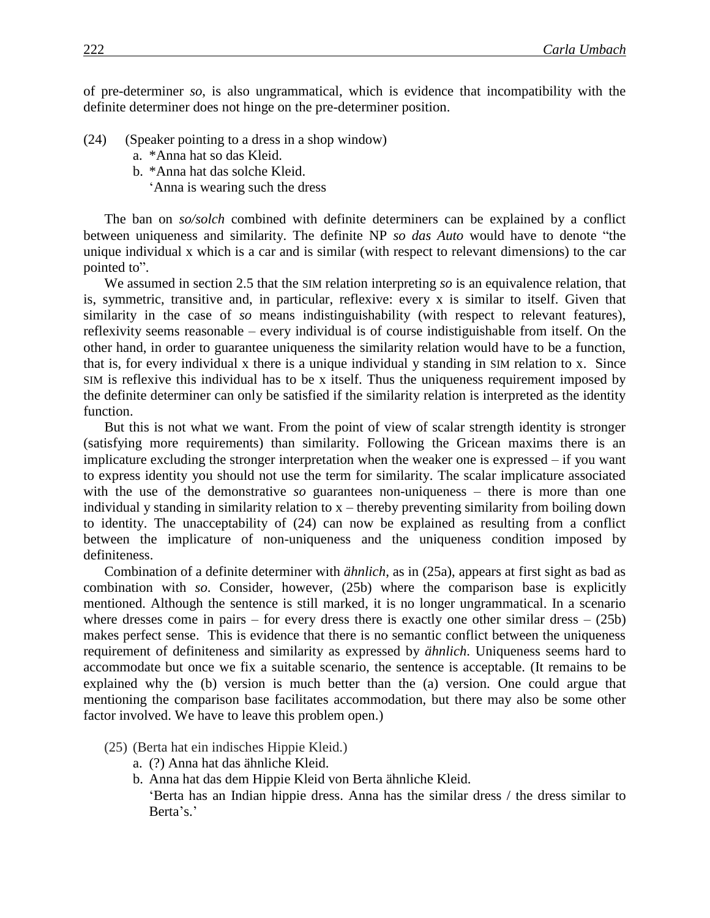of pre-determiner *so*, is also ungrammatical, which is evidence that incompatibility with the definite determiner does not hinge on the pre-determiner position.

(24) (Speaker pointing to a dress in a shop window)
  a. *Anna hat so das Kleid.
  b. *Anna hat das solche Kleid.
  'Anna is wearing such the dress

The ban on *so/solch* combined with definite determiners can be explained by a conflict between uniqueness and similarity. The definite NP *so das Auto* would have to denote "the unique individual x which is a car and is similar (with respect to relevant dimensions) to the car pointed to".

We assumed in section 2.5 that the SIM relation interpreting *so* is an equivalence relation, that is, symmetric, transitive and, in particular, reflexive: every x is similar to itself. Given that similarity in the case of *so* means indistinguishability (with respect to relevant features), reflexivity seems reasonable – every individual is of course indistiguishable from itself. On the other hand, in order to guarantee uniqueness the similarity relation would have to be a function, that is, for every individual x there is a unique individual y standing in SIM relation to x. Since SIM is reflexive this individual has to be x itself. Thus the uniqueness requirement imposed by the definite determiner can only be satisfied if the similarity relation is interpreted as the identity function.

But this is not what we want. From the point of view of scalar strength identity is stronger (satisfying more requirements) than similarity. Following the Gricean maxims there is an implicature excluding the stronger interpretation when the weaker one is expressed – if you want to express identity you should not use the term for similarity. The scalar implicature associated with the use of the demonstrative *so* guarantees non-uniqueness – there is more than one individual y standing in similarity relation to x – thereby preventing similarity from boiling down to identity. The unacceptability of (24) can now be explained as resulting from a conflict between the implicature of non-uniqueness and the uniqueness condition imposed by definiteness.

Combination of a definite determiner with *ähnlich*, as in (25a), appears at first sight as bad as combination with *so*. Consider, however, (25b) where the comparison base is explicitly mentioned. Although the sentence is still marked, it is no longer ungrammatical. In a scenario where dresses come in pairs – for every dress there is exactly one other similar dress – (25b) makes perfect sense. This is evidence that there is no semantic conflict between the uniqueness requirement of definiteness and similarity as expressed by *ähnlich*. Uniqueness seems hard to accommodate but once we fix a suitable scenario, the sentence is acceptable. (It remains to be explained why the (b) version is much better than the (a) version. One could argue that mentioning the comparison base facilitates accommodation, but there may also be some other factor involved. We have to leave this problem open.)

(25) (Berta hat ein indisches Hippie Kleid.)
  a. (?) Anna hat das ähnliche Kleid.
  b. Anna hat das dem Hippie Kleid von Berta ähnliche Kleid.
  'Berta has an Indian hippie dress. Anna has the similar dress / the dress similar to Berta's.'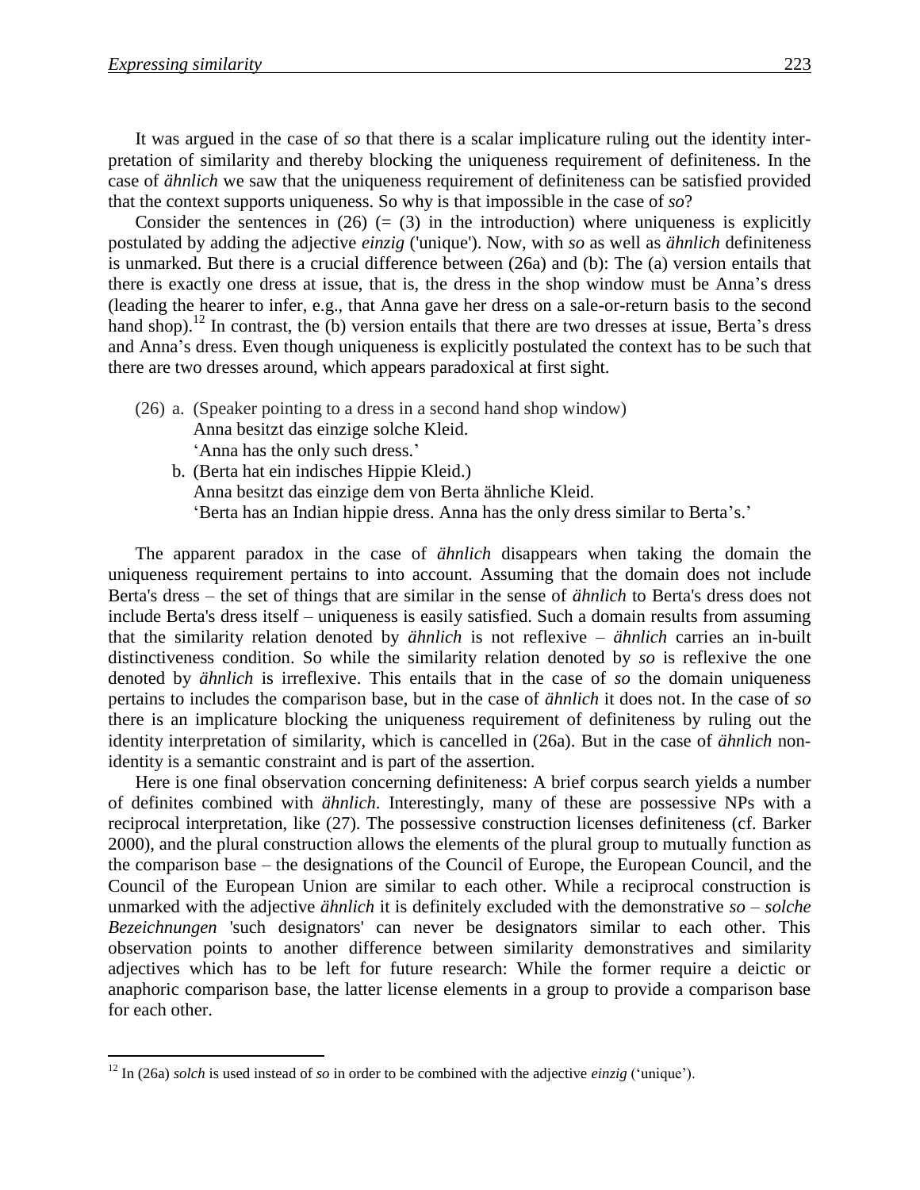It was argued in the case of *so* that there is a scalar implicature ruling out the identity interpretation of similarity and thereby blocking the uniqueness requirement of definiteness. In the case of *ähnlich* we saw that the uniqueness requirement of definiteness can be satisfied provided that the context supports uniqueness. So why is that impossible in the case of *so*?

Consider the sentences in (26) (= (3) in the introduction) where uniqueness is explicitly postulated by adding the adjective *einzig* ('unique'). Now, with *so* as well as *ähnlich* definiteness is unmarked. But there is a crucial difference between (26a) and (b): The (a) version entails that there is exactly one dress at issue, that is, the dress in the shop window must be Anna's dress (leading the hearer to infer, e.g., that Anna gave her dress on a sale-or-return basis to the second hand shop).[12] In contrast, the (b) version entails that there are two dresses at issue, Berta's dress and Anna's dress. Even though uniqueness is explicitly postulated the context has to be such that there are two dresses around, which appears paradoxical at first sight.

(26) a. (Speaker pointing to a dress in a second hand shop window)
Anna besitzt das einzige solche Kleid.
'Anna has the only such dress.'

b. (Berta hat ein indisches Hippie Kleid.)
Anna besitzt das einzige dem von Berta ähnliche Kleid.
'Berta has an Indian hippie dress. Anna has the only dress similar to Berta's.'

The apparent paradox in the case of *ähnlich* disappears when taking the domain the uniqueness requirement pertains to into account. Assuming that the domain does not include Berta's dress – the set of things that are similar in the sense of *ähnlich* to Berta's dress does not include Berta's dress itself – uniqueness is easily satisfied. Such a domain results from assuming that the similarity relation denoted by *ähnlich* is not reflexive – *ähnlich* carries an in-built distinctiveness condition. So while the similarity relation denoted by *so* is reflexive the one denoted by *ähnlich* is irreflexive. This entails that in the case of *so* the domain uniqueness pertains to includes the comparison base, but in the case of *ähnlich* it does not. In the case of *so* there is an implicature blocking the uniqueness requirement of definiteness by ruling out the identity interpretation of similarity, which is cancelled in (26a). But in the case of *ähnlich* non-identity is a semantic constraint and is part of the assertion.

Here is one final observation concerning definiteness: A brief corpus search yields a number of definites combined with *ähnlich*. Interestingly, many of these are possessive NPs with a reciprocal interpretation, like (27). The possessive construction licenses definiteness (cf. Barker 2000), and the plural construction allows the elements of the plural group to mutually function as the comparison base – the designations of the Council of Europe, the European Council, and the Council of the European Union are similar to each other. While a reciprocal construction is unmarked with the adjective *ähnlich* it is definitely excluded with the demonstrative *so* – *solche Bezeichnungen* 'such designators' can never be designators similar to each other. This observation points to another difference between similarity demonstratives and similarity adjectives which has to be left for future research: While the former require a deictic or anaphoric comparison base, the latter license elements in a group to provide a comparison base for each other.

[12] In (26a) *solch* is used instead of *so* in order to be combined with the adjective *einzig* ('unique').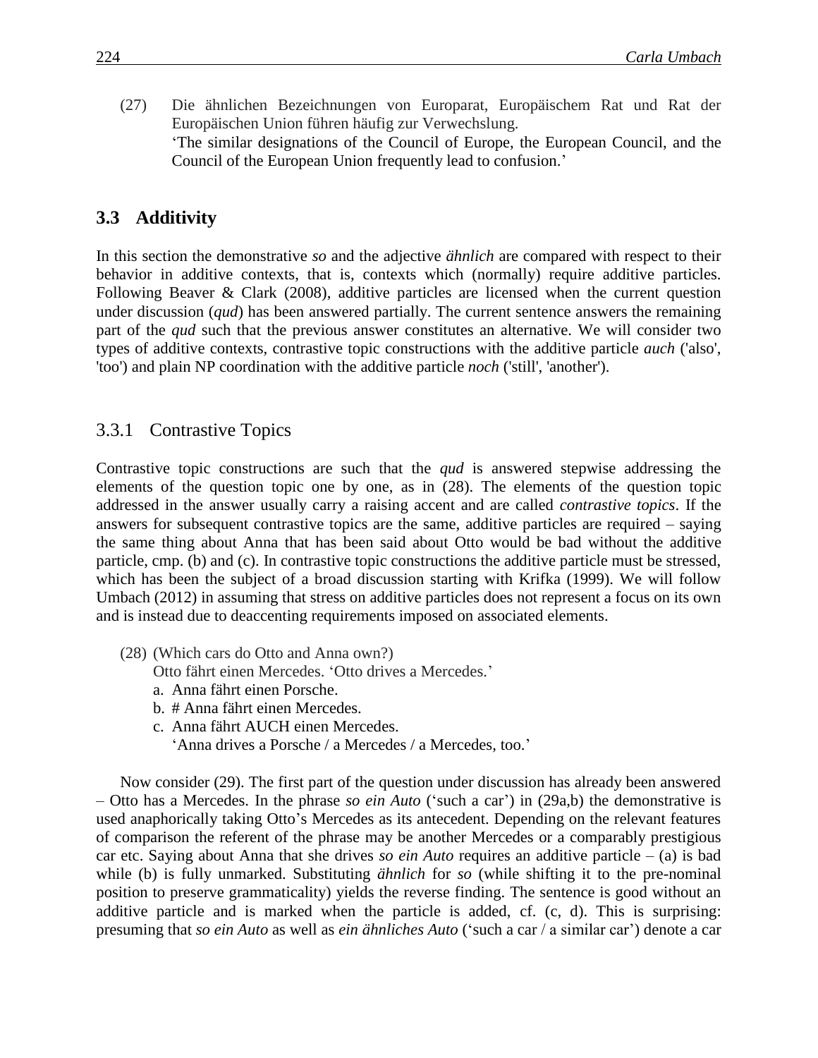(27) Die ähnlichen Bezeichnungen von Europarat, Europäischem Rat und Rat der Europäischen Union führen häufig zur Verwechslung.
'The similar designations of the Council of Europe, the European Council, and the Council of the European Union frequently lead to confusion.'

## 3.3 Additivity

In this section the demonstrative *so* and the adjective *ähnlich* are compared with respect to their behavior in additive contexts, that is, contexts which (normally) require additive particles. Following Beaver & Clark (2008), additive particles are licensed when the current question under discussion (*qud*) has been answered partially. The current sentence answers the remaining part of the *qud* such that the previous answer constitutes an alternative. We will consider two types of additive contexts, contrastive topic constructions with the additive particle *auch* ('also', 'too') and plain NP coordination with the additive particle *noch* ('still', 'another').

### 3.3.1 Contrastive Topics

Contrastive topic constructions are such that the *qud* is answered stepwise addressing the elements of the question topic one by one, as in (28). The elements of the question topic addressed in the answer usually carry a raising accent and are called *contrastive topics*. If the answers for subsequent contrastive topics are the same, additive particles are required – saying the same thing about Anna that has been said about Otto would be bad without the additive particle, cmp. (b) and (c). In contrastive topic constructions the additive particle must be stressed, which has been the subject of a broad discussion starting with Krifka (1999). We will follow Umbach (2012) in assuming that stress on additive particles does not represent a focus on its own and is instead due to deaccenting requirements imposed on associated elements.

(28) (Which cars do Otto and Anna own?)
Otto fährt einen Mercedes. 'Otto drives a Mercedes.'
a. Anna fährt einen Porsche.
b. # Anna fährt einen Mercedes.
c. Anna fährt AUCH einen Mercedes.
'Anna drives a Porsche / a Mercedes / a Mercedes, too.'

Now consider (29). The first part of the question under discussion has already been answered – Otto has a Mercedes. In the phrase *so ein Auto* ('such a car') in (29a,b) the demonstrative is used anaphorically taking Otto's Mercedes as its antecedent. Depending on the relevant features of comparison the referent of the phrase may be another Mercedes or a comparably prestigious car etc. Saying about Anna that she drives *so ein Auto* requires an additive particle – (a) is bad while (b) is fully unmarked. Substituting *ähnlich* for *so* (while shifting it to the pre-nominal position to preserve grammaticality) yields the reverse finding. The sentence is good without an additive particle and is marked when the particle is added, cf. (c, d). This is surprising: presuming that *so ein Auto* as well as *ein ähnliches Auto* ('such a car / a similar car') denote a car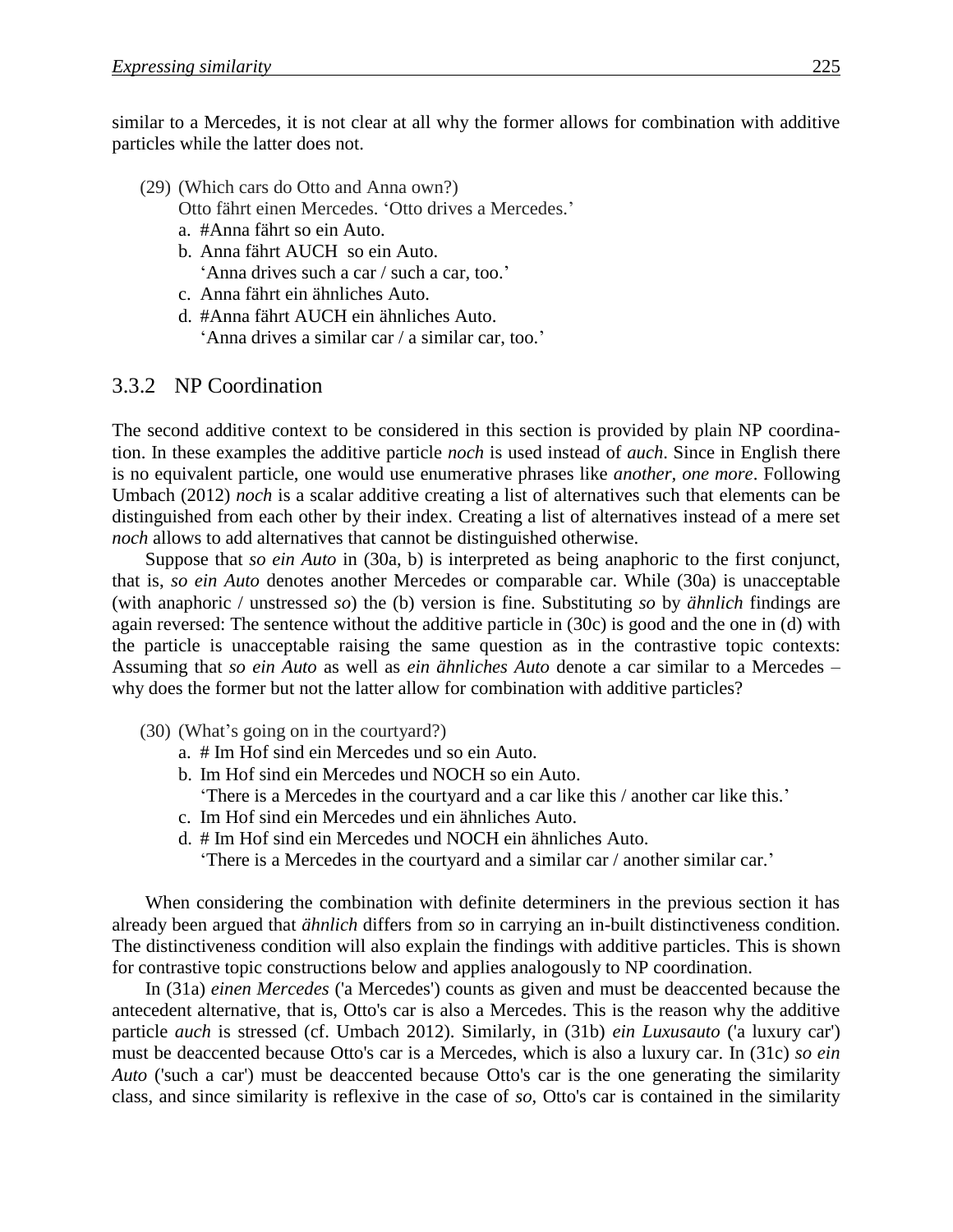similar to a Mercedes, it is not clear at all why the former allows for combination with additive particles while the latter does not.

(29) (Which cars do Otto and Anna own?)
Otto fährt einen Mercedes. 'Otto drives a Mercedes.'
a. #Anna fährt so ein Auto.
b. Anna fährt AUCH so ein Auto.
'Anna drives such a car / such a car, too.'
c. Anna fährt ein ähnliches Auto.
d. #Anna fährt AUCH ein ähnliches Auto.
'Anna drives a similar car / a similar car, too.'

### 3.3.2 NP Coordination

The second additive context to be considered in this section is provided by plain NP coordination. In these examples the additive particle *noch* is used instead of *auch*. Since in English there is no equivalent particle, one would use enumerative phrases like *another, one more*. Following Umbach (2012) *noch* is a scalar additive creating a list of alternatives such that elements can be distinguished from each other by their index. Creating a list of alternatives instead of a mere set *noch* allows to add alternatives that cannot be distinguished otherwise.

Suppose that *so ein Auto* in (30a, b) is interpreted as being anaphoric to the first conjunct, that is, *so ein Auto* denotes another Mercedes or comparable car. While (30a) is unacceptable (with anaphoric / unstressed *so*) the (b) version is fine. Substituting *so* by *ähnlich* findings are again reversed: The sentence without the additive particle in (30c) is good and the one in (d) with the particle is unacceptable raising the same question as in the contrastive topic contexts: Assuming that *so ein Auto* as well as *ein ähnliches Auto* denote a car similar to a Mercedes – why does the former but not the latter allow for combination with additive particles?

(30) (What's going on in the courtyard?)
a. # Im Hof sind ein Mercedes und so ein Auto.
b. Im Hof sind ein Mercedes und NOCH so ein Auto.
'There is a Mercedes in the courtyard and a car like this / another car like this.'
c. Im Hof sind ein Mercedes und ein ähnliches Auto.
d. # Im Hof sind ein Mercedes und NOCH ein ähnliches Auto.
'There is a Mercedes in the courtyard and a similar car / another similar car.'

When considering the combination with definite determiners in the previous section it has already been argued that *ähnlich* differs from *so* in carrying an in-built distinctiveness condition. The distinctiveness condition will also explain the findings with additive particles. This is shown for contrastive topic constructions below and applies analogously to NP coordination.

In (31a) *einen Mercedes* ('a Mercedes') counts as given and must be deaccented because the antecedent alternative, that is, Otto's car is also a Mercedes. This is the reason why the additive particle *auch* is stressed (cf. Umbach 2012). Similarly, in (31b) *ein Luxusauto* ('a luxury car') must be deaccented because Otto's car is a Mercedes, which is also a luxury car. In (31c) *so ein Auto* ('such a car') must be deaccented because Otto's car is the one generating the similarity class, and since similarity is reflexive in the case of *so*, Otto's car is contained in the similarity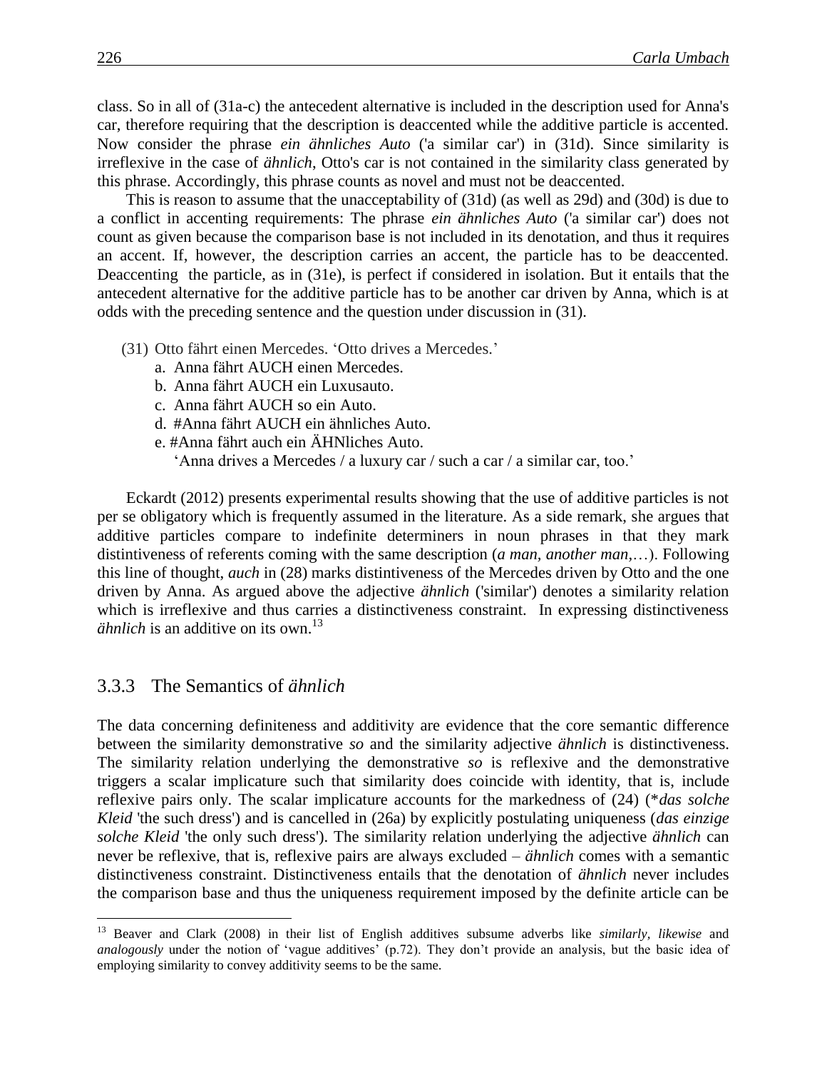class. So in all of (31a-c) the antecedent alternative is included in the description used for Anna's car, therefore requiring that the description is deaccented while the additive particle is accented. Now consider the phrase *ein ähnliches Auto* ('a similar car') in (31d). Since similarity is irreflexive in the case of *ähnlich*, Otto's car is not contained in the similarity class generated by this phrase. Accordingly, this phrase counts as novel and must not be deaccented.

This is reason to assume that the unacceptability of (31d) (as well as 29d) and (30d) is due to a conflict in accenting requirements: The phrase *ein ähnliches Auto* ('a similar car') does not count as given because the comparison base is not included in its denotation, and thus it requires an accent. If, however, the description carries an accent, the particle has to be deaccented. Deaccenting the particle, as in (31e), is perfect if considered in isolation. But it entails that the antecedent alternative for the additive particle has to be another car driven by Anna, which is at odds with the preceding sentence and the question under discussion in (31).

(31) Otto fährt einen Mercedes. 'Otto drives a Mercedes.'
  a. Anna fährt AUCH einen Mercedes.
  b. Anna fährt AUCH ein Luxusauto.
  c. Anna fährt AUCH so ein Auto.
  d. #Anna fährt AUCH ein ähnliches Auto.
  e. #Anna fährt auch ein ÄHNliches Auto.
  'Anna drives a Mercedes / a luxury car / such a car / a similar car, too.'

Eckardt (2012) presents experimental results showing that the use of additive particles is not per se obligatory which is frequently assumed in the literature. As a side remark, she argues that additive particles compare to indefinite determiners in noun phrases in that they mark distintiveness of referents coming with the same description (*a man, another man*,…). Following this line of thought, *auch* in (28) marks distintiveness of the Mercedes driven by Otto and the one driven by Anna. As argued above the adjective *ähnlich* ('similar') denotes a similarity relation which is irreflexive and thus carries a distinctiveness constraint. In expressing distinctiveness *ähnlich* is an additive on its own.[13]

### 3.3.3 The Semantics of *ähnlich*

The data concerning definiteness and additivity are evidence that the core semantic difference between the similarity demonstrative *so* and the similarity adjective *ähnlich* is distinctiveness. The similarity relation underlying the demonstrative *so* is reflexive and the demonstrative triggers a scalar implicature such that similarity does coincide with identity, that is, include reflexive pairs only. The scalar implicature accounts for the markedness of (24) (\**das solche Kleid* 'the such dress') and is cancelled in (26a) by explicitly postulating uniqueness (*das einzige solche Kleid* 'the only such dress'). The similarity relation underlying the adjective *ähnlich* can never be reflexive, that is, reflexive pairs are always excluded – *ähnlich* comes with a semantic distinctiveness constraint. Distinctiveness entails that the denotation of *ähnlich* never includes the comparison base and thus the uniqueness requirement imposed by the definite article can be

---

[13] Beaver and Clark (2008) in their list of English additives subsume adverbs like *similarly*, *likewise* and *analogously* under the notion of 'vague additives' (p.72). They don't provide an analysis, but the basic idea of employing similarity to convey additivity seems to be the same.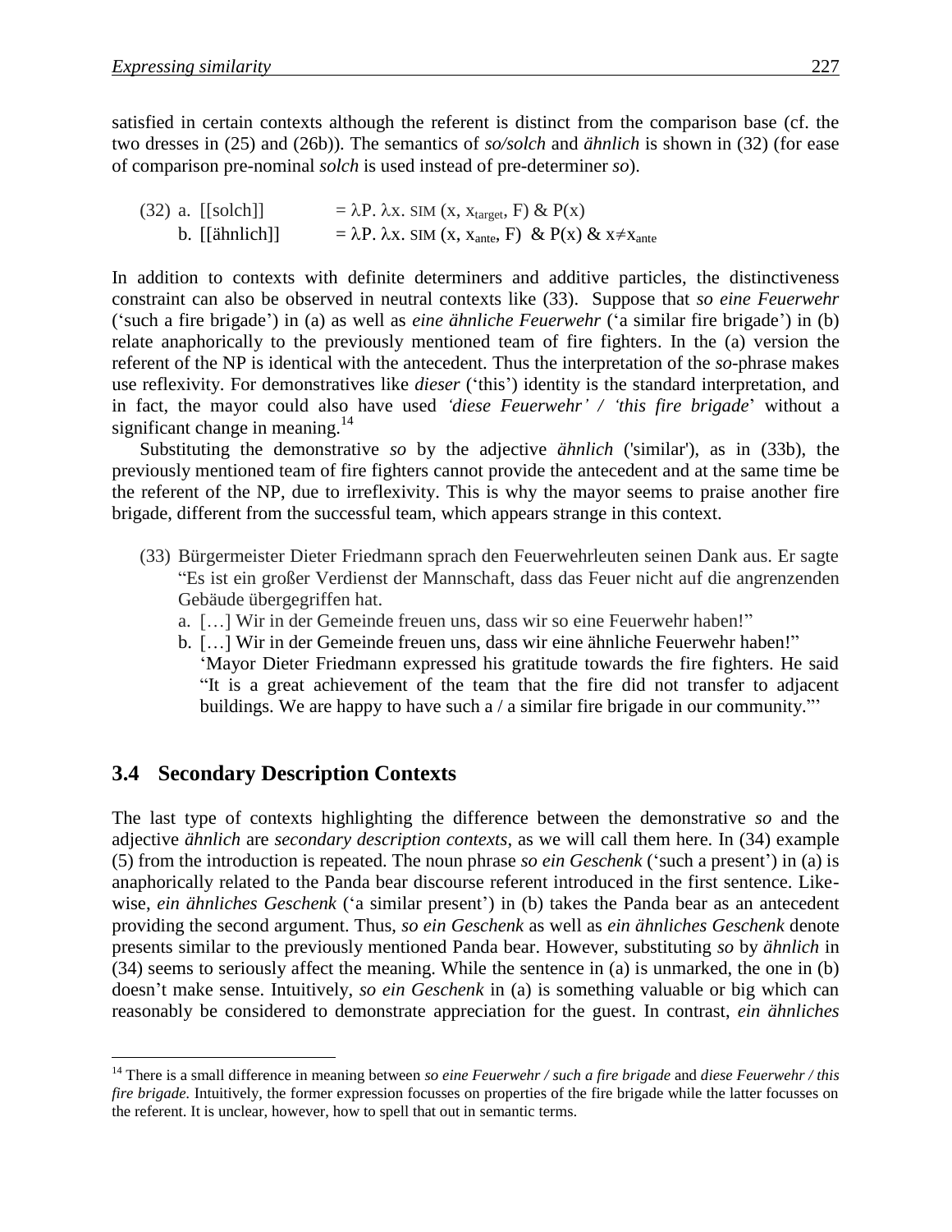satisfied in certain contexts although the referent is distinct from the comparison base (cf. the two dresses in (25) and (26b)). The semantics of *so/solch* and *ähnlich* is shown in (32) (for ease of comparison pre-nominal *solch* is used instead of pre-determiner *so*).

(32) a. [[solch]] $= \lambda P.\ \lambda x.\ \text{SIM}\ (x, x_{target}, F)\ \&\ P(x)$

b. [[ähnlich]] $= \lambda P.\ \lambda x.\ \text{SIM}\ (x, x_{ante}, F)\ \&\ P(x)\ \&\ x \neq x_{ante}$

In addition to contexts with definite determiners and additive particles, the distinctiveness constraint can also be observed in neutral contexts like (33). Suppose that *so eine Feuerwehr* ('such a fire brigade') in (a) as well as *eine ähnliche Feuerwehr* ('a similar fire brigade') in (b) relate anaphorically to the previously mentioned team of fire fighters. In the (a) version the referent of the NP is identical with the antecedent. Thus the interpretation of the *so*-phrase makes use reflexivity. For demonstratives like *dieser* ('this') identity is the standard interpretation, and in fact, the mayor could also have used *'diese Feuerwehr' / 'this fire brigade*' without a significant change in meaning.[14]

Substituting the demonstrative *so* by the adjective *ähnlich* ('similar'), as in (33b), the previously mentioned team of fire fighters cannot provide the antecedent and at the same time be the referent of the NP, due to irreflexivity. This is why the mayor seems to praise another fire brigade, different from the successful team, which appears strange in this context.

(33) Bürgermeister Dieter Friedmann sprach den Feuerwehrleuten seinen Dank aus. Er sagte "Es ist ein großer Verdienst der Mannschaft, dass das Feuer nicht auf die angrenzenden Gebäude übergegriffen hat.

a. […] Wir in der Gemeinde freuen uns, dass wir so eine Feuerwehr haben!"

b. […] Wir in der Gemeinde freuen uns, dass wir eine ähnliche Feuerwehr haben!"
'Mayor Dieter Friedmann expressed his gratitude towards the fire fighters. He said "It is a great achievement of the team that the fire did not transfer to adjacent buildings. We are happy to have such a / a similar fire brigade in our community."'

## 3.4 Secondary Description Contexts

The last type of contexts highlighting the difference between the demonstrative *so* and the adjective *ähnlich* are *secondary description contexts*, as we will call them here. In (34) example (5) from the introduction is repeated. The noun phrase *so ein Geschenk* ('such a present') in (a) is anaphorically related to the Panda bear discourse referent introduced in the first sentence. Likewise, *ein ähnliches Geschenk* ('a similar present') in (b) takes the Panda bear as an antecedent providing the second argument. Thus, *so ein Geschenk* as well as *ein ähnliches Geschenk* denote presents similar to the previously mentioned Panda bear. However, substituting *so* by *ähnlich* in (34) seems to seriously affect the meaning. While the sentence in (a) is unmarked, the one in (b) doesn't make sense. Intuitively, *so ein Geschenk* in (a) is something valuable or big which can reasonably be considered to demonstrate appreciation for the guest. In contrast, *ein ähnliches*

[14] There is a small difference in meaning between *so eine Feuerwehr / such a fire brigade* and *diese Feuerwehr / this fire brigade.* Intuitively, the former expression focusses on properties of the fire brigade while the latter focusses on the referent. It is unclear, however, how to spell that out in semantic terms.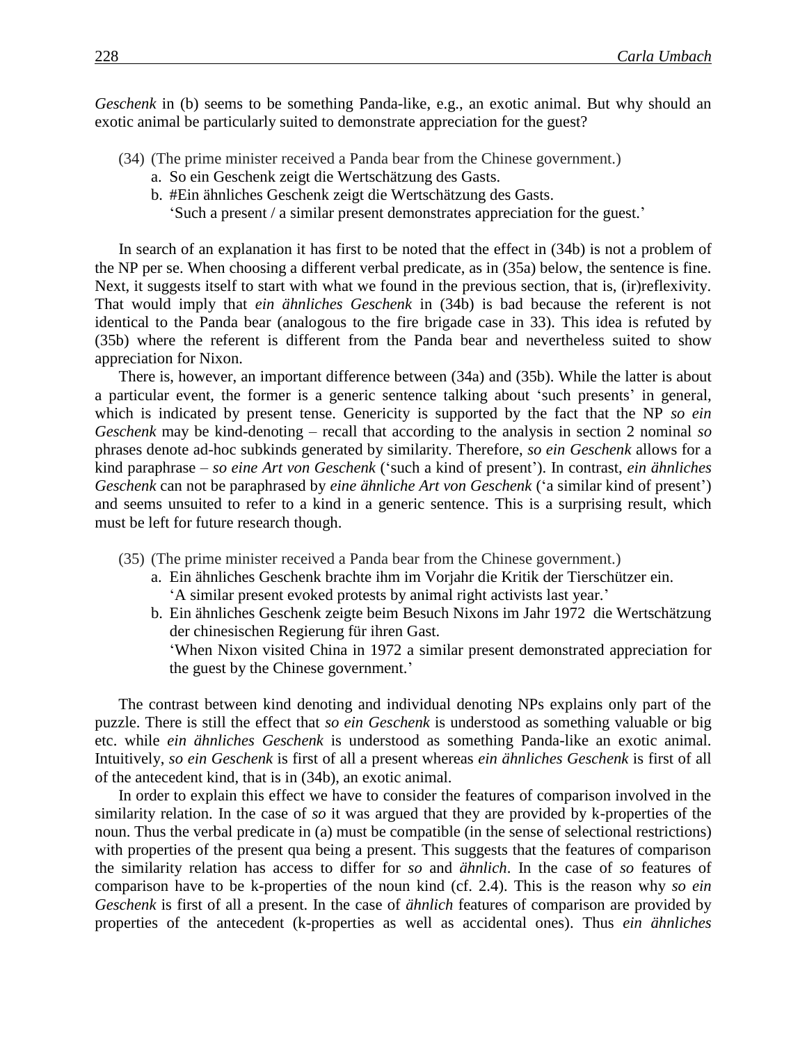*Geschenk* in (b) seems to be something Panda-like, e.g., an exotic animal. But why should an exotic animal be particularly suited to demonstrate appreciation for the guest?

(34) (The prime minister received a Panda bear from the Chinese government.)
  a. So ein Geschenk zeigt die Wertschätzung des Gasts.
  b. #Ein ähnliches Geschenk zeigt die Wertschätzung des Gasts.
    'Such a present / a similar present demonstrates appreciation for the guest.'

In search of an explanation it has first to be noted that the effect in (34b) is not a problem of the NP per se. When choosing a different verbal predicate, as in (35a) below, the sentence is fine. Next, it suggests itself to start with what we found in the previous section, that is, (ir)reflexivity. That would imply that *ein ähnliches Geschenk* in (34b) is bad because the referent is not identical to the Panda bear (analogous to the fire brigade case in 33). This idea is refuted by (35b) where the referent is different from the Panda bear and nevertheless suited to show appreciation for Nixon.

There is, however, an important difference between (34a) and (35b). While the latter is about a particular event, the former is a generic sentence talking about 'such presents' in general, which is indicated by present tense. Genericity is supported by the fact that the NP *so ein Geschenk* may be kind-denoting – recall that according to the analysis in section 2 nominal *so* phrases denote ad-hoc subkinds generated by similarity. Therefore, *so ein Geschenk* allows for a kind paraphrase – *so eine Art von Geschenk* ('such a kind of present'). In contrast, *ein ähnliches Geschenk* can not be paraphrased by *eine ähnliche Art von Geschenk* ('a similar kind of present') and seems unsuited to refer to a kind in a generic sentence. This is a surprising result, which must be left for future research though.

(35) (The prime minister received a Panda bear from the Chinese government.)
  a. Ein ähnliches Geschenk brachte ihm im Vorjahr die Kritik der Tierschützer ein.
    'A similar present evoked protests by animal right activists last year.'
  b. Ein ähnliches Geschenk zeigte beim Besuch Nixons im Jahr 1972 die Wertschätzung der chinesischen Regierung für ihren Gast.
    'When Nixon visited China in 1972 a similar present demonstrated appreciation for the guest by the Chinese government.'

The contrast between kind denoting and individual denoting NPs explains only part of the puzzle. There is still the effect that *so ein Geschenk* is understood as something valuable or big etc. while *ein ähnliches Geschenk* is understood as something Panda-like an exotic animal. Intuitively, *so ein Geschenk* is first of all a present whereas *ein ähnliches Geschenk* is first of all of the antecedent kind, that is in (34b), an exotic animal.

In order to explain this effect we have to consider the features of comparison involved in the similarity relation. In the case of *so* it was argued that they are provided by k-properties of the noun. Thus the verbal predicate in (a) must be compatible (in the sense of selectional restrictions) with properties of the present qua being a present. This suggests that the features of comparison the similarity relation has access to differ for *so* and *ähnlich*. In the case of *so* features of comparison have to be k-properties of the noun kind (cf. 2.4). This is the reason why *so ein Geschenk* is first of all a present. In the case of *ähnlich* features of comparison are provided by properties of the antecedent (k-properties as well as accidental ones). Thus *ein ähnliches*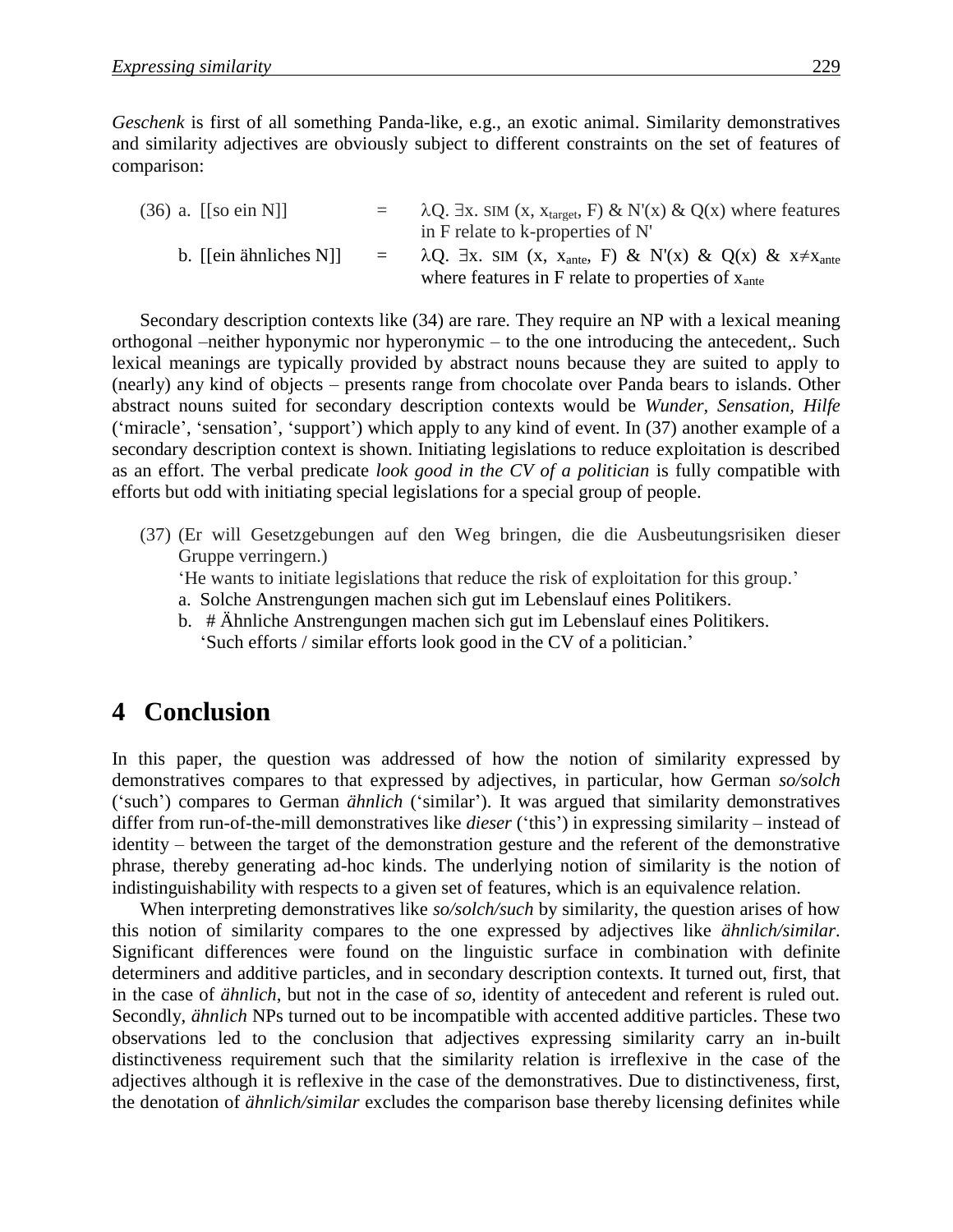*Geschenk* is first of all something Panda-like, e.g., an exotic animal. Similarity demonstratives and similarity adjectives are obviously subject to different constraints on the set of features of comparison:

(36) a. [[so ein N]] = $\lambda Q.\ \exists x.\ \text{SIM}\ (x,\ x_{target},\ F)\ \&\ N'(x)\ \&\ Q(x)$ where features in F relate to k-properties of N'

b. [[ein ähnliches N]] = $\lambda Q.\ \exists x.\ \text{SIM}\ (x,\ x_{ante},\ F)\ \&\ N'(x)\ \&\ Q(x)\ \&\ x \neq x_{ante}$ where features in F relate to properties of $x_{ante}$

Secondary description contexts like (34) are rare. They require an NP with a lexical meaning orthogonal –neither hyponymic nor hyperonymic – to the one introducing the antecedent,. Such lexical meanings are typically provided by abstract nouns because they are suited to apply to (nearly) any kind of objects – presents range from chocolate over Panda bears to islands. Other abstract nouns suited for secondary description contexts would be *Wunder, Sensation, Hilfe* ('miracle', 'sensation', 'support') which apply to any kind of event. In (37) another example of a secondary description context is shown. Initiating legislations to reduce exploitation is described as an effort. The verbal predicate *look good in the CV of a politician* is fully compatible with efforts but odd with initiating special legislations for a special group of people.

(37) (Er will Gesetzgebungen auf den Weg bringen, die die Ausbeutungsrisiken dieser Gruppe verringern.)
'He wants to initiate legislations that reduce the risk of exploitation for this group.'
a. Solche Anstrengungen machen sich gut im Lebenslauf eines Politikers.
b. # Ähnliche Anstrengungen machen sich gut im Lebenslauf eines Politikers.
'Such efforts / similar efforts look good in the CV of a politician.'

# 4 Conclusion

In this paper, the question was addressed of how the notion of similarity expressed by demonstratives compares to that expressed by adjectives, in particular, how German *so/solch* ('such') compares to German *ähnlich* ('similar'). It was argued that similarity demonstratives differ from run-of-the-mill demonstratives like *dieser* ('this') in expressing similarity – instead of identity – between the target of the demonstration gesture and the referent of the demonstrative phrase, thereby generating ad-hoc kinds. The underlying notion of similarity is the notion of indistinguishability with respects to a given set of features, which is an equivalence relation.

When interpreting demonstratives like *so/solch/such* by similarity, the question arises of how this notion of similarity compares to the one expressed by adjectives like *ähnlich/similar*. Significant differences were found on the linguistic surface in combination with definite determiners and additive particles, and in secondary description contexts. It turned out, first, that in the case of *ähnlich*, but not in the case of *so*, identity of antecedent and referent is ruled out. Secondly, *ähnlich* NPs turned out to be incompatible with accented additive particles. These two observations led to the conclusion that adjectives expressing similarity carry an in-built distinctiveness requirement such that the similarity relation is irreflexive in the case of the adjectives although it is reflexive in the case of the demonstratives. Due to distinctiveness, first, the denotation of *ähnlich/similar* excludes the comparison base thereby licensing definites while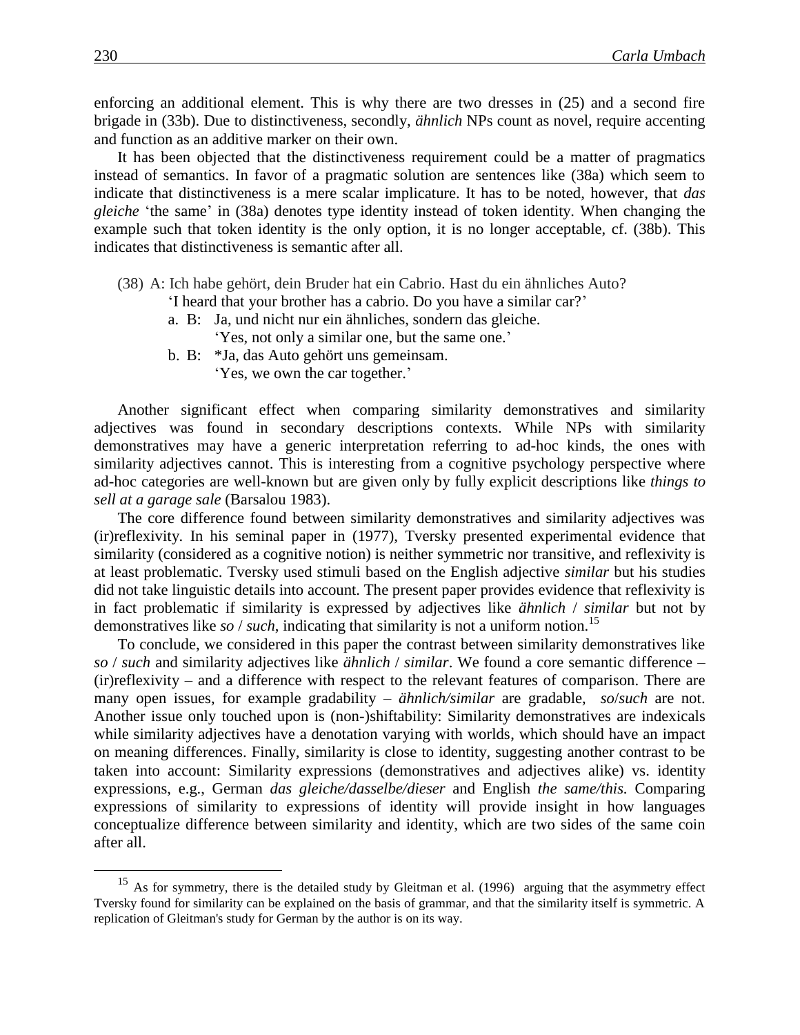enforcing an additional element. This is why there are two dresses in (25) and a second fire brigade in (33b). Due to distinctiveness, secondly, *ähnlich* NPs count as novel, require accenting and function as an additive marker on their own.

It has been objected that the distinctiveness requirement could be a matter of pragmatics instead of semantics. In favor of a pragmatic solution are sentences like (38a) which seem to indicate that distinctiveness is a mere scalar implicature. It has to be noted, however, that *das gleiche* 'the same' in (38a) denotes type identity instead of token identity. When changing the example such that token identity is the only option, it is no longer acceptable, cf. (38b). This indicates that distinctiveness is semantic after all.

(38) A: Ich habe gehört, dein Bruder hat ein Cabrio. Hast du ein ähnliches Auto?
'I heard that your brother has a cabrio. Do you have a similar car?'
   a. B: Ja, und nicht nur ein ähnliches, sondern das gleiche.
   'Yes, not only a similar one, but the same one.'
   b. B: *Ja, das Auto gehört uns gemeinsam.
   'Yes, we own the car together.'

Another significant effect when comparing similarity demonstratives and similarity adjectives was found in secondary descriptions contexts. While NPs with similarity demonstratives may have a generic interpretation referring to ad-hoc kinds, the ones with similarity adjectives cannot. This is interesting from a cognitive psychology perspective where ad-hoc categories are well-known but are given only by fully explicit descriptions like *things to sell at a garage sale* (Barsalou 1983).

The core difference found between similarity demonstratives and similarity adjectives was (ir)reflexivity. In his seminal paper in (1977), Tversky presented experimental evidence that similarity (considered as a cognitive notion) is neither symmetric nor transitive, and reflexivity is at least problematic. Tversky used stimuli based on the English adjective *similar* but his studies did not take linguistic details into account. The present paper provides evidence that reflexivity is in fact problematic if similarity is expressed by adjectives like *ähnlich* / *similar* but not by demonstratives like *so* / *such*, indicating that similarity is not a uniform notion.[15]

To conclude, we considered in this paper the contrast between similarity demonstratives like *so* / *such* and similarity adjectives like *ähnlich* / *similar*. We found a core semantic difference – (ir)reflexivity – and a difference with respect to the relevant features of comparison. There are many open issues, for example gradability – *ähnlich/similar* are gradable, *so*/*such* are not. Another issue only touched upon is (non-)shiftability: Similarity demonstratives are indexicals while similarity adjectives have a denotation varying with worlds, which should have an impact on meaning differences. Finally, similarity is close to identity, suggesting another contrast to be taken into account: Similarity expressions (demonstratives and adjectives alike) vs. identity expressions, e.g., German *das gleiche/dasselbe/dieser* and English *the same/this.* Comparing expressions of similarity to expressions of identity will provide insight in how languages conceptualize difference between similarity and identity, which are two sides of the same coin after all.

---

[15] As for symmetry, there is the detailed study by Gleitman et al. (1996) arguing that the asymmetry effect Tversky found for similarity can be explained on the basis of grammar, and that the similarity itself is symmetric. A replication of Gleitman's study for German by the author is on its way.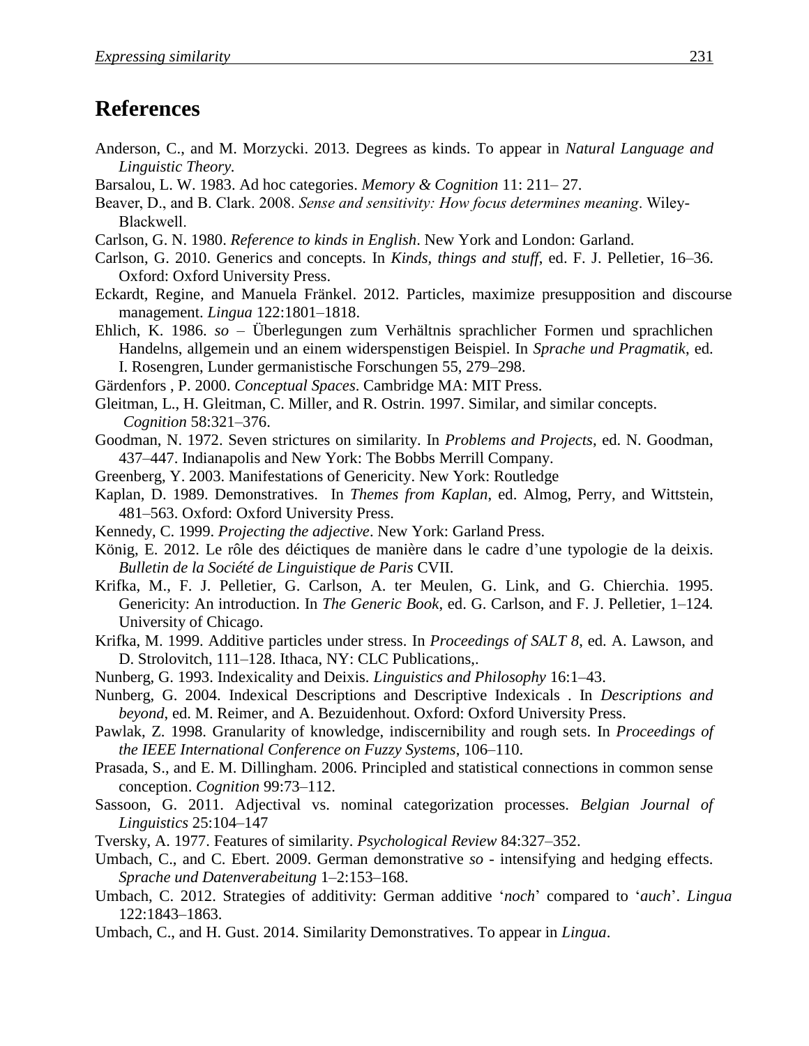## References

Anderson, C., and M. Morzycki. 2013. Degrees as kinds. To appear in *Natural Language and Linguistic Theory.*

Barsalou, L. W. 1983. Ad hoc categories. *Memory & Cognition* 11: 211– 27.

Beaver, D., and B. Clark. 2008. *Sense and sensitivity: How focus determines meaning*. Wiley-Blackwell.

Carlson, G. N. 1980. *Reference to kinds in English*. New York and London: Garland.

Carlson, G. 2010. Generics and concepts. In *Kinds, things and stuff*, ed. F. J. Pelletier, 16–36. Oxford: Oxford University Press.

Eckardt, Regine, and Manuela Fränkel. 2012. Particles, maximize presupposition and discourse management. *Lingua* 122:1801–1818.

Ehlich, K. 1986. *so* – Überlegungen zum Verhältnis sprachlicher Formen und sprachlichen Handelns, allgemein und an einem widerspenstigen Beispiel. In *Sprache und Pragmatik*, ed. I. Rosengren, Lunder germanistische Forschungen 55, 279–298.

Gärdenfors , P. 2000. *Conceptual Spaces*. Cambridge MA: MIT Press.

Gleitman, L., H. Gleitman, C. Miller, and R. Ostrin. 1997. Similar, and similar concepts. *Cognition* 58:321–376.

Goodman, N. 1972. Seven strictures on similarity. In *Problems and Projects*, ed. N. Goodman, 437–447. Indianapolis and New York: The Bobbs Merrill Company.

Greenberg, Y. 2003. Manifestations of Genericity. New York: Routledge

Kaplan, D. 1989. Demonstratives. In *Themes from Kaplan*, ed. Almog, Perry, and Wittstein, 481–563. Oxford: Oxford University Press.

Kennedy, C. 1999. *Projecting the adjective*. New York: Garland Press.

König, E. 2012. Le rôle des déictiques de manière dans le cadre d'une typologie de la deixis. *Bulletin de la Société de Linguistique de Paris* CVII.

Krifka, M., F. J. Pelletier, G. Carlson, A. ter Meulen, G. Link, and G. Chierchia. 1995. Genericity: An introduction. In *The Generic Book*, ed. G. Carlson, and F. J. Pelletier, 1–124. University of Chicago.

Krifka, M. 1999. Additive particles under stress. In *Proceedings of SALT 8*, ed. A. Lawson, and D. Strolovitch, 111–128. Ithaca, NY: CLC Publications,.

Nunberg, G. 1993. Indexicality and Deixis. *Linguistics and Philosophy* 16:1–43.

Nunberg, G. 2004. Indexical Descriptions and Descriptive Indexicals . In *Descriptions and beyond*, ed. M. Reimer, and A. Bezuidenhout. Oxford: Oxford University Press.

Pawlak, Z. 1998. Granularity of knowledge, indiscernibility and rough sets. In *Proceedings of the IEEE International Conference on Fuzzy Systems*, 106–110.

Prasada, S., and E. M. Dillingham. 2006. Principled and statistical connections in common sense conception. *Cognition* 99:73–112.

Sassoon, G. 2011. Adjectival vs. nominal categorization processes. *Belgian Journal of Linguistics* 25:104–147

Tversky, A. 1977. Features of similarity. *Psychological Review* 84:327–352.

Umbach, C., and C. Ebert. 2009. German demonstrative *so* - intensifying and hedging effects. *Sprache und Datenverabeitung* 1–2:153–168.

Umbach, C. 2012. Strategies of additivity: German additive '*noch*' compared to '*auch*'. *Lingua* 122:1843–1863.

Umbach, C., and H. Gust. 2014. Similarity Demonstratives. To appear in *Lingua*.